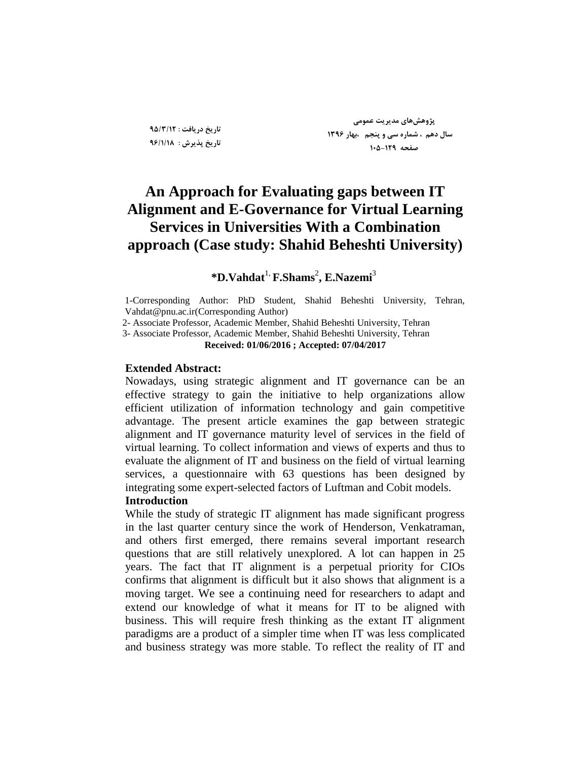# An Approach for Evaluating gaps between IT Alignment and E-Governance for Virtual Learning Services in Universities With a Combination approach (Case study: Shahid Beheshti University)

**\*D.Vahdat[1], F.Shams[2], E.Nazemi[3]**

1-Corresponding Author: PhD Student, Shahid Beheshti University, Tehran, Vahdat@pnu.ac.ir(Corresponding Author)

2- Associate Professor, Academic Member, Shahid Beheshti University, Tehran

3- Associate Professor, Academic Member, Shahid Beheshti University, Tehran

**Received: 01/06/2016 ; Accepted: 07/04/2017**

## Extended Abstract:

Nowadays, using strategic alignment and IT governance can be an effective strategy to gain the initiative to help organizations allow efficient utilization of information technology and gain competitive advantage. The present article examines the gap between strategic alignment and IT governance maturity level of services in the field of virtual learning. To collect information and views of experts and thus to evaluate the alignment of IT and business on the field of virtual learning services, a questionnaire with 63 questions has been designed by integrating some expert-selected factors of Luftman and Cobit models.

## Introduction

While the study of strategic IT alignment has made significant progress in the last quarter century since the work of Henderson, Venkatraman, and others first emerged, there remains several important research questions that are still relatively unexplored. A lot can happen in 25 years. The fact that IT alignment is a perpetual priority for CIOs confirms that alignment is difficult but it also shows that alignment is a moving target. We see a continuing need for researchers to adapt and extend our knowledge of what it means for IT to be aligned with business. This will require fresh thinking as the extant IT alignment paradigms are a product of a simpler time when IT was less complicated and business strategy was more stable. To reflect the reality of IT and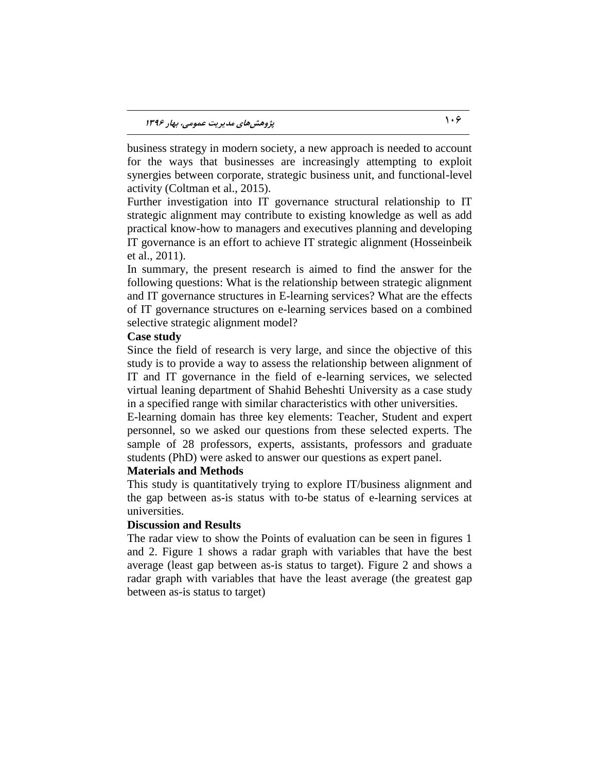business strategy in modern society, a new approach is needed to account for the ways that businesses are increasingly attempting to exploit synergies between corporate, strategic business unit, and functional-level activity (Coltman et al., 2015).

Further investigation into IT governance structural relationship to IT strategic alignment may contribute to existing knowledge as well as add practical know-how to managers and executives planning and developing IT governance is an effort to achieve IT strategic alignment (Hosseinbeik et al., 2011).

In summary, the present research is aimed to find the answer for the following questions: What is the relationship between strategic alignment and IT governance structures in E-learning services? What are the effects of IT governance structures on e-learning services based on a combined selective strategic alignment model?

**Case study**

Since the field of research is very large, and since the objective of this study is to provide a way to assess the relationship between alignment of IT and IT governance in the field of e-learning services, we selected virtual leaning department of Shahid Beheshti University as a case study in a specified range with similar characteristics with other universities.

E-learning domain has three key elements: Teacher, Student and expert personnel, so we asked our questions from these selected experts. The sample of 28 professors, experts, assistants, professors and graduate students (PhD) were asked to answer our questions as expert panel.

**Materials and Methods**

This study is quantitatively trying to explore IT/business alignment and the gap between as-is status with to-be status of e-learning services at universities.

**Discussion and Results**

The radar view to show the Points of evaluation can be seen in figures 1 and 2. Figure 1 shows a radar graph with variables that have the best average (least gap between as-is status to target). Figure 2 and shows a radar graph with variables that have the least average (the greatest gap between as-is status to target)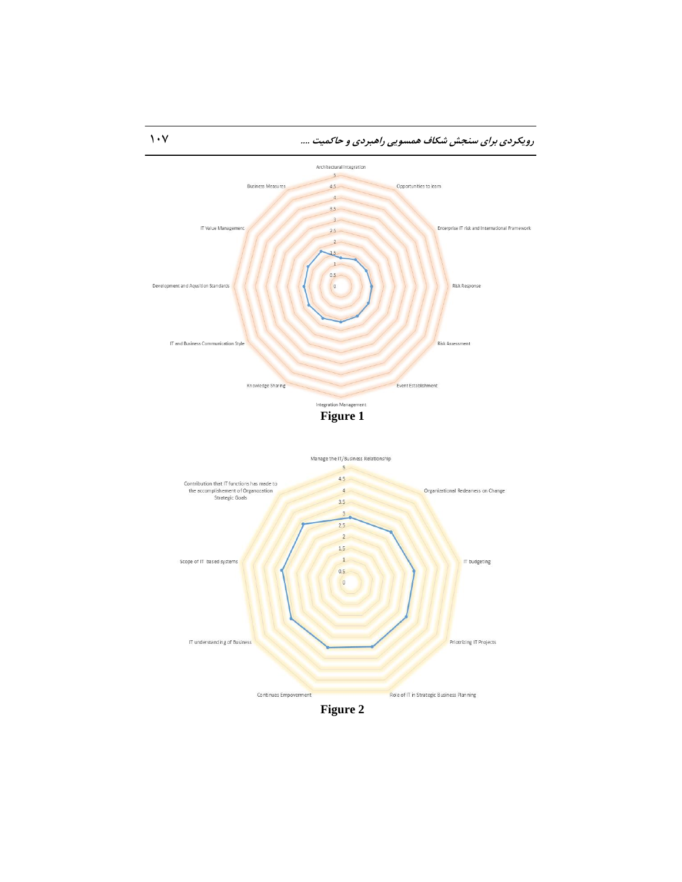Architectural Integration

5

4.5

4

3.5

3

2.5

2

1.5

1

0.5

0

Opportunities to learn

Enterprise IT risk and International Framework

Risk Response

Risk Assessment

Event Establishment

Integration Management

Knowledge Sharing

IT and Business Communication Style

Development and Aqusition Standards

IT Value Management

Business Measures

**Figure 1**

Manage the IT/Business Relationship

5

4.5

4

3.5

3

2.5

2

1.5

1

0.5

0

Organizational Redeaness on Change

IT budgeting

Priotrizing IT Projects

Role of IT in Strategic Business Planning

Continues Empoverment

IT understanding of Business

Scope of IT based systems

Contribution that IT functions has made to the accomplishement of Organozation Strategic Goals

**Figure 2**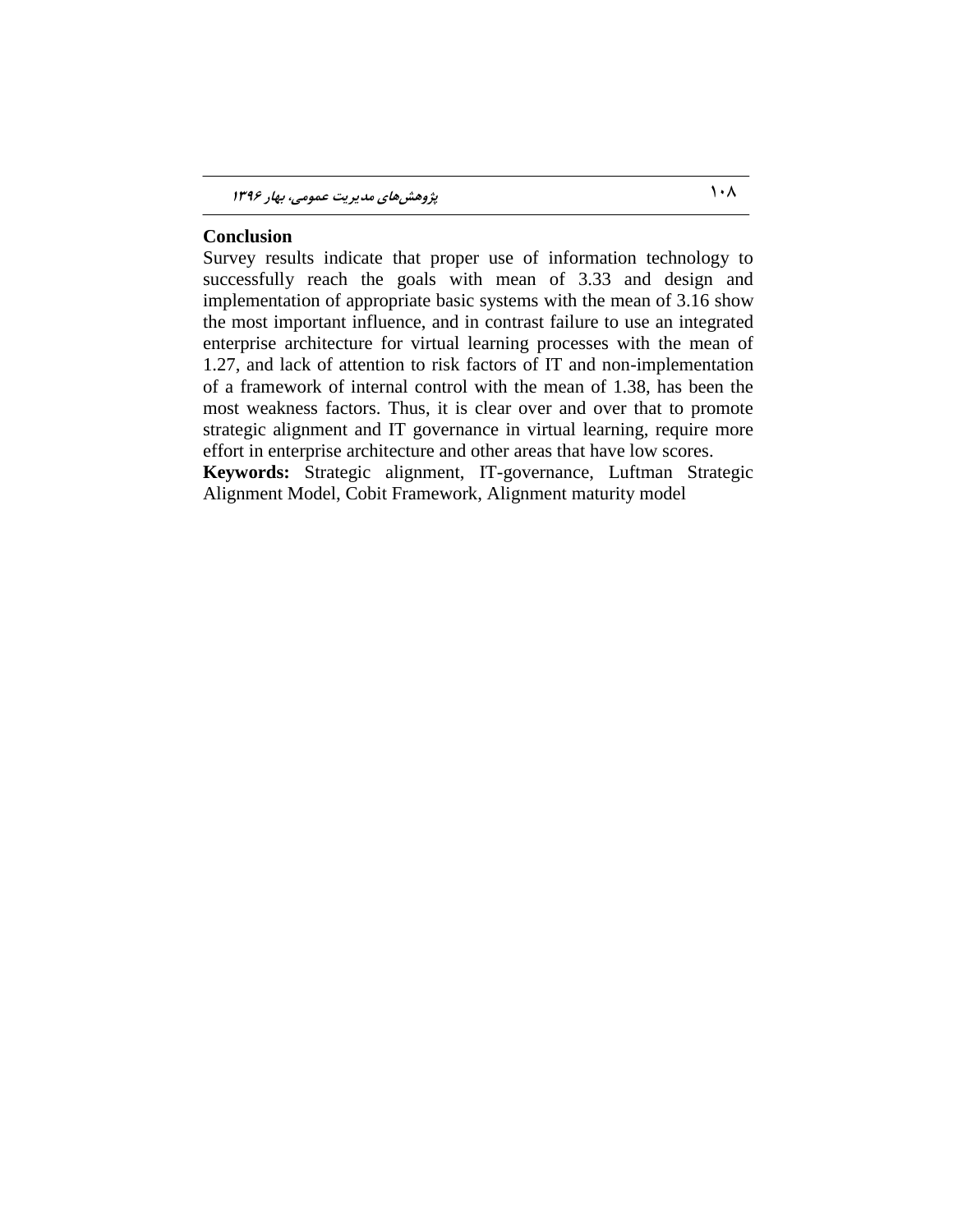**Conclusion**

Survey results indicate that proper use of information technology to successfully reach the goals with mean of 3.33 and design and implementation of appropriate basic systems with the mean of 3.16 show the most important influence, and in contrast failure to use an integrated enterprise architecture for virtual learning processes with the mean of 1.27, and lack of attention to risk factors of IT and non-implementation of a framework of internal control with the mean of 1.38, has been the most weakness factors. Thus, it is clear over and over that to promote strategic alignment and IT governance in virtual learning, require more effort in enterprise architecture and other areas that have low scores.

**Keywords:** Strategic alignment, IT-governance, Luftman Strategic Alignment Model, Cobit Framework, Alignment maturity model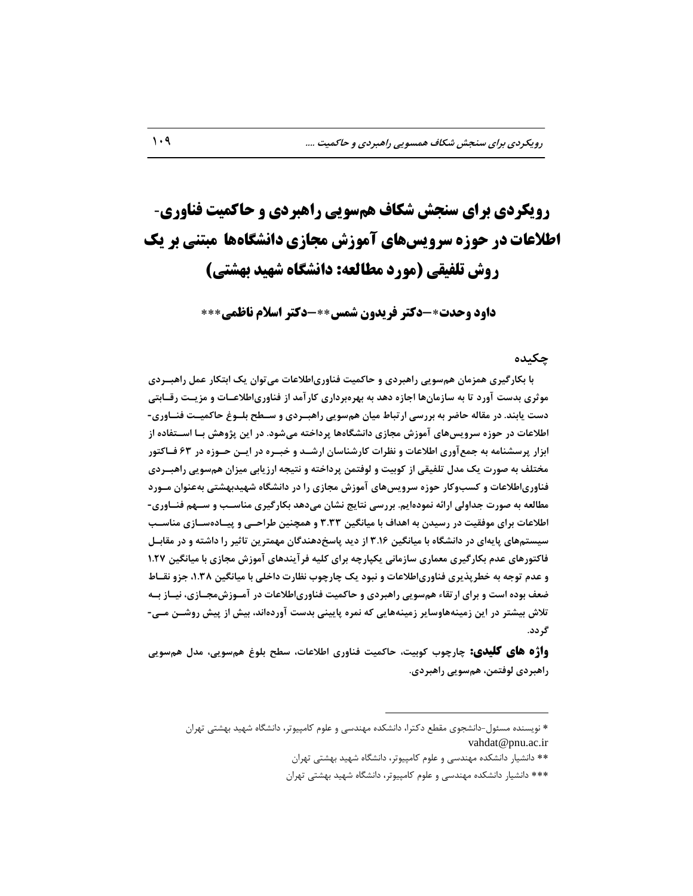# رویکردی برای سنجش شکاف هم‌سویی راهبردی و حاکمیت فناوری-اطلاعات در حوزه سرویس‌های آموزش مجازی دانشگاه‌ها مبتنی بر یک روش تلفیقی (مورد مطالعه: دانشگاه شهید بهشتی)

**داود وحدت\*—دکتر فریدون شمس\*\*—دکتر اسلام ناظمی\*\*\***

## چکیده

**با بکارگیری همزمان هم‌سویی راهبردی و حاکمیت فناوری‌اطلاعات می‌توان یک ابتکار عمل راهبردی موثری بدست آورد تا به سازمان‌ها اجازه دهد به بهره‌برداری کارآمد از فناوری‌اطلاعات و مزیت رقابتی دست یابند. در مقاله حاضر به بررسی ارتباط میان هم‌سویی راهبردی و سطح بلوغ حاکمیت فناوری-اطلاعات در حوزه سرویس‌های آموزش مجازی دانشگاه‌ها پرداخته می‌شود. در این پژوهش با استفاده از ابزار پرسشنامه به جمع‌آوری اطلاعات و نظرات کارشناسان ارشد و خبره در این حوزه در ۶۳ فاکتور مختلف به صورت یک مدل تلفیقی از کوبیت و لوفتمن پرداخته و نتیجه ارزیابی میزان هم‌سویی راهبردی فناوری‌اطلاعات و کسب‌وکار حوزه سرویس‌های آموزش مجازی را در دانشگاه شهیدبهشتی به‌عنوان مورد مطالعه به صورت جداولی ارائه نموده‌ایم. بررسی نتایج نشان می‌دهد بکارگیری مناسب و سهم فناوری-اطلاعات برای موفقیت در رسیدن به اهداف با میانگین ۳.۳۳ و همچنین طراحی و پیاده‌سازی مناسب سیستم‌های پایه‌ای در دانشگاه با میانگین ۳.۱۶ از دید پاسخ‌دهندگان مهمترین تاثیر را داشته و در مقابل فاکتورهای عدم بکارگیری معماری سازمانی یکپارچه برای کلیه فرآیندهای آموزش مجازی با میانگین ۱.۲۷ و عدم توجه به خطرپذیری فناوری‌اطلاعات و نبود یک چارچوب نظارت داخلی با میانگین ۱.۳۸، جزو نقاط ضعف بوده است و برای ارتقاء هم‌سویی راهبردی و حاکمیت فناوری‌اطلاعات در آموزش‌مجازی، نیاز به تلاش بیشتر در این زمینه‌هاوسایر زمینه‌هایی که نمره پایینی بدست آورده‌اند، بیش از پیش روشن می‌گردد.**

**واژه های کلیدی:** **چارچوب کوبیت، حاکمیت فناوری اطلاعات، سطح بلوغ هم‌سویی، مدل هم‌سویی راهبردی لوفتمن، هم‌سویی راهبردی.**

---

\* نویسنده مسئول-دانشجوی مقطع دکترا، دانشکده مهندسی و علوم کامپیوتر، دانشگاه شهید بهشتی تهران
vahdat@pnu.ac.ir

\*\* دانشیار دانشکده مهندسی و علوم کامپیوتر، دانشگاه شهید بهشتی تهران

\*\*\* دانشیار دانشکده مهندسی و علوم کامپیوتر، دانشگاه شهید بهشتی تهران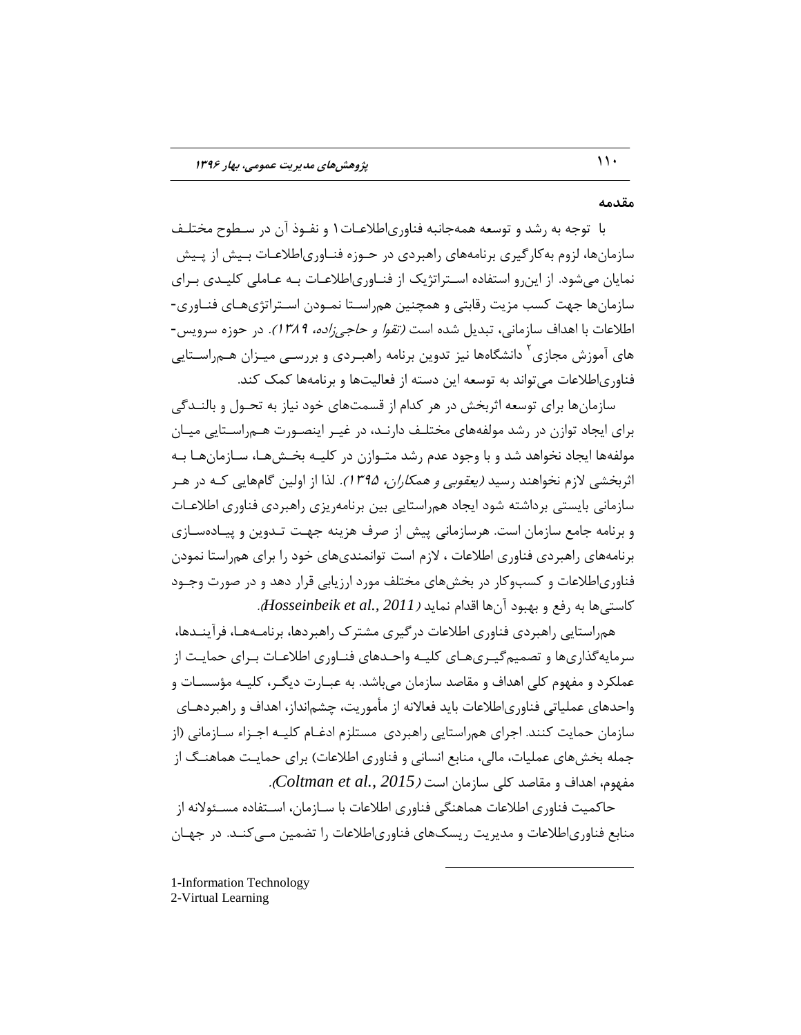## مقدمه

با توجه به رشد و توسعه همه‌جانبه فناوری‌اطلاعات۱ و نفوذ آن در سطوح مختلف سازمان‌ها، لزوم به‌کارگیری برنامه‌های راهبردی در حوزه فناوری‌اطلاعات بیش از پیش نمایان می‌شود. از این‌رو استفاده استراتژیک از فناوری‌اطلاعات به عاملی کلیدی برای سازمان‌ها جهت کسب مزیت رقابتی و همچنین هم‌راستا نمودن استراتژی‌های فناوری-اطلاعات با اهداف سازمانی، تبدیل شده است *(تقوا و حاجی‌زاده، ۱۳۸۹)*. در حوزه سرویس-های آموزش مجازی[2] دانشگاه‌ها نیز تدوین برنامه راهبردی و بررسی میزان هم‌راستایی فناوری‌اطلاعات می‌تواند به توسعه این دسته از فعالیت‌ها و برنامه‌ها کمک کند.

سازمان‌ها برای توسعه اثربخش در هر کدام از قسمت‌های خود نیاز به تحول و بالندگی برای ایجاد توازن در رشد مولفه‌های مختلف دارند، در غیر اینصورت هم‌راستایی میان مولفه‌ها ایجاد نخواهد شد و با وجود عدم رشد متوازن در کلیه بخش‌ها، سازمان‌ها به اثربخشی لازم نخواهند رسید *(یعقوبی و همکاران، ۱۳۹۵)*. لذا از اولین گام‌هایی که در هر سازمانی بایستی برداشته شود ایجاد هم‌راستایی بین برنامه‌ریزی راهبردی فناوری اطلاعات و برنامه جامع سازمان است. هرسازمانی پیش از صرف هزینه جهت تدوین و پیاده‌سازی برنامه‌های راهبردی فناوری اطلاعات ، لازم است توانمندی‌های خود را برای هم‌راستا نمودن فناوری‌اطلاعات و کسب‌وکار در بخش‌های مختلف مورد ارزیابی قرار دهد و در صورت وجود کاستی‌ها به رفع و بهبود آن‌ها اقدام نماید *(Hosseinbeik et al., 2011)*.

هم‌راستایی راهبردی فناوری اطلاعات درگیری مشترک راهبردها، برنامه‌ها، فرآیندها، سرمایه‌گذاری‌ها و تصمیم‌گیری‌های کلیه واحدهای فناوری اطلاعات برای حمایت از عملکرد و مفهوم کلی اهداف و مقاصد سازمان می‌باشد. به عبارت دیگر، کلیه مؤسسات و واحدهای عملیاتی فناوری‌اطلاعات باید فعالانه از مأموریت، چشم‌انداز، اهداف و راهبردهای سازمان حمایت کنند. اجرای هم‌راستایی راهبردی مستلزم ادغام کلیه اجزاء سازمانی (از جمله بخش‌های عملیات، مالی، منابع انسانی و فناوری اطلاعات) برای حمایت هماهنگ از مفهوم، اهداف و مقاصد کلی سازمان است *(Coltman et al., 2015)*.

حاکمیت فناوری اطلاعات هماهنگی فناوری اطلاعات با سازمان، استفاده مسئولانه از منابع فناوری‌اطلاعات و مدیریت ریسک‌های فناوری‌اطلاعات را تضمین می‌کند. در جهان

---

1-Information Technology
2-Virtual Learning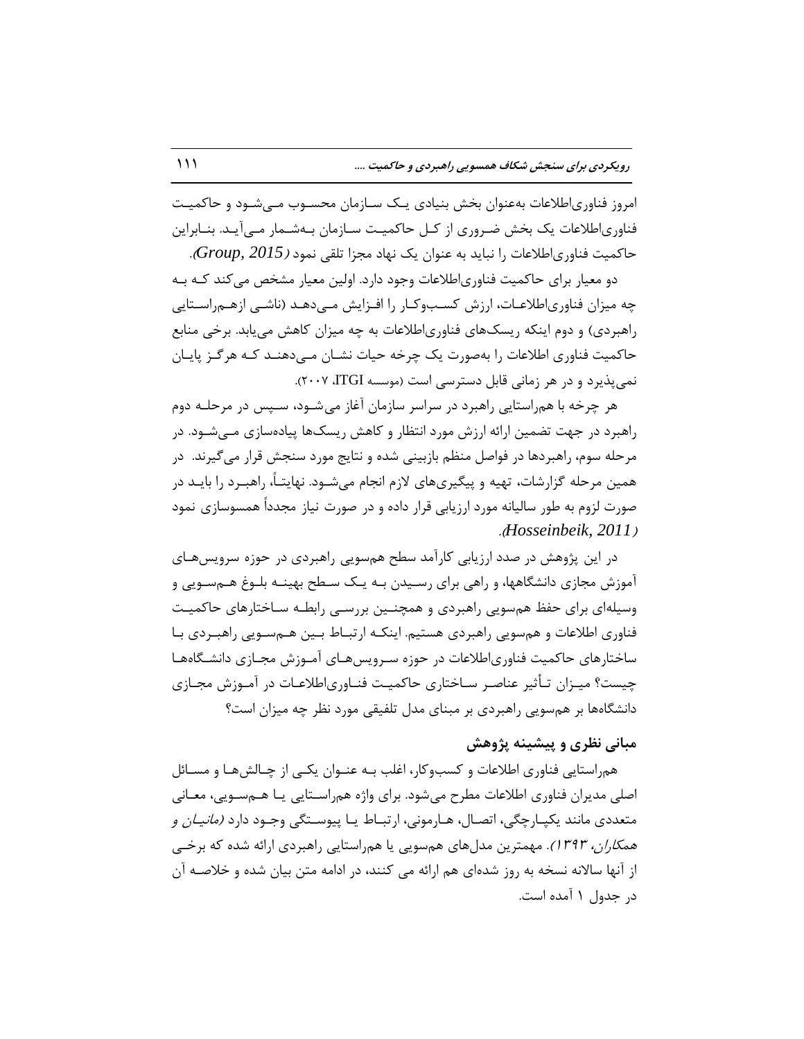امروز فناوری‌اطلاعات به‌عنوان بخش بنیادی یک سازمان محسوب می‌شود و حاکمیت فناوری‌اطلاعات یک بخش ضروری از کل حاکمیت سازمان به‌شمار می‌آید. بنابراین حاکمیت فناوری‌اطلاعات را نباید به عنوان یک نهاد مجزا تلقی نمود (*Group, 2015*).

دو معیار برای حاکمیت فناوری‌اطلاعات وجود دارد. اولین معیار مشخص می‌کند که به چه میزان فناوری‌اطلاعات، ارزش کسب‌وکار را افزایش می‌دهد (ناشی ازهم‌راستایی راهبردی) و دوم اینکه ریسک‌های فناوری‌اطلاعات به چه میزان کاهش می‌یابد. برخی منابع حاکمیت فناوری اطلاعات را به‌صورت یک چرخه حیات نشان می‌دهند که هرگز پایان نمی‌پذیرد و در هر زمانی قابل دسترسی است (موسسه ITGI، ۲۰۰۷).

هر چرخه با هم‌راستایی راهبرد در سراسر سازمان آغاز می‌شود، سپس در مرحله دوم راهبرد در جهت تضمین ارائه ارزش مورد انتظار و کاهش ریسک‌ها پیاده‌سازی می‌شود. در مرحله سوم، راهبردها در فواصل منظم بازبینی شده و نتایج مورد سنجش قرار می‌گیرند. در همین مرحله گزارشات، تهیه و پیگیری‌های لازم انجام می‌شود. نهایتاً، راهبرد را باید در صورت لزوم به طور سالیانه مورد ارزیابی قرار داده و در صورت نیاز مجدداً همسوسازی نمود (*Hosseinbeik, 2011*).

در این پژوهش در صدد ارزیابی کارآمد سطح هم‌سویی راهبردی در حوزه سرویس‌های آموزش مجازی دانشگاهها، و راهی برای رسیدن به یک سطح بهینه بلوغ هم‌سویی و وسیله‌ای برای حفظ هم‌سویی راهبردی و همچنین بررسی رابطه ساختارهای حاکمیت فناوری اطلاعات و هم‌سویی راهبردی هستیم. اینکه ارتباط بین هم‌سویی راهبردی با ساختارهای حاکمیت فناوری‌اطلاعات در حوزه سرویس‌های آموزش مجازی دانشگاه‌ها چیست؟ میزان تأثیر عناصر ساختاری حاکمیت فناوری‌اطلاعات در آموزش مجازی دانشگاه‌ها بر هم‌سویی راهبردی بر مبنای مدل تلفیقی مورد نظر چه میزان است؟

## مبانی نظری و پیشینه پژوهش

هم‌راستایی فناوری اطلاعات و کسب‌وکار، اغلب به عنوان یکی از چالش‌ها و مسائل اصلی مدیران فناوری اطلاعات مطرح می‌شود. برای واژه هم‌راستایی یا هم‌سویی، معانی متعددی مانند یکپارچگی، اتصال، هارمونی، ارتباط یا پیوستگی وجود دارد (*مانیان و همکاران، ۱۳۹۳*). مهمترین مدل‌های هم‌سویی یا هم‌راستایی راهبردی ارائه شده که برخی از آنها سالانه نسخه به روز شده‌ای هم ارائه می کنند، در ادامه متن بیان شده و خلاصه آن در جدول ۱ آمده است.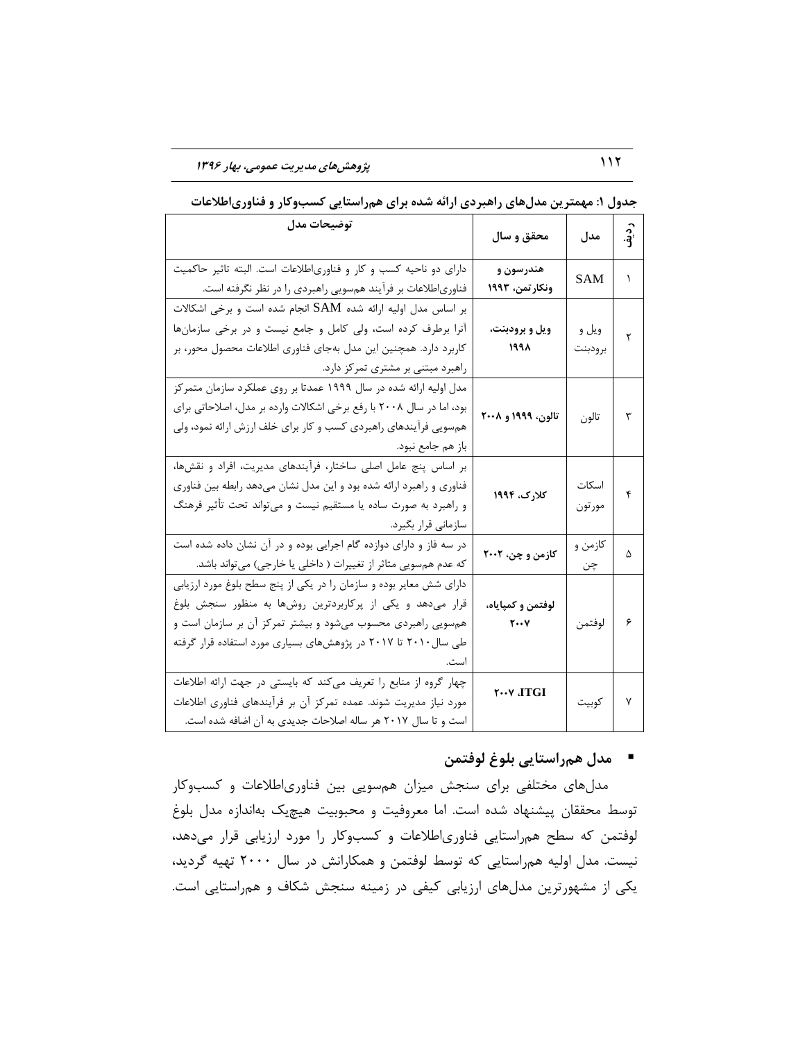**جدول ۱: مهمترین مدل‌های راهبردی ارائه شده برای هم‌راستایی کسب‌وکار و فناوری‌اطلاعات**

| ردیف | مدل | محقق و سال | توضیحات مدل |
|---|---|---|---|
| ۱ | SAM | **هندرسون و ونکارتمن، ۱۹۹۳** | دارای دو ناحیه کسب و کار و فناوری‌اطلاعات است. البته تاثیر حاکمیت فناوری‌اطلاعات بر فرآیند هم‌سویی راهبردی را در نظر نگرفته است. |
| ۲ | ویل و برودبنت | **ویل و برودبنت، ۱۹۹۸** | بر اساس مدل اولیه ارائه شده SAM انجام شده است و برخی اشکالات آنرا برطرف کرده است، ولی کامل و جامع نیست و در برخی سازمان‌ها کاربرد دارد. همچنین این مدل به‌جای فناوری اطلاعات محصول محور، بر راهبرد مبتنی بر مشتری تمرکز دارد. |
| ۳ | تالون | **تالون، ۱۹۹۹ و ۲۰۰۸** | مدل اولیه ارائه شده در سال ۱۹۹۹ عمدتا بر روی عملکرد سازمان متمرکز بود، اما در سال ۲۰۰۸ با رفع برخی اشکالات وارده بر مدل، اصلاحاتی برای هم‌سویی فرآیندهای راهبردی کسب و کار برای خلف ارزش ارائه نمود، ولی باز هم جامع نبود. |
| ۴ | اسکات مورتون | **کلارک، ۱۹۹۴** | بر اساس پنج عامل اصلی ساختار، فرآیندهای مدیریت، افراد و نقش‌ها، فناوری و راهبرد ارائه شده بود و این مدل نشان می‌دهد رابطه بین فناوری و راهبرد به صورت ساده یا مستقیم نیست و می‌تواند تحت تأثیر فرهنگ سازمانی قرار بگیرد. |
| ۵ | کازمن و چن | **کازمن و چن، ۲۰۰۲** | در سه فاز و دارای دوازده گام اجرایی بوده و در آن نشان داده شده است که عدم هم‌سویی متاثر از تغییرات ( داخلی یا خارجی) می‌تواند باشد. |
| ۶ | لوفتمن | **لوفتمن و کمپایاه، ۲۰۰۷** | دارای شش معیار بوده و سازمان را در یکی از پنج سطح بلوغ مورد ارزیابی قرار می‌دهد و یکی از پرکاربردترین روش‌ها به منظور سنجش بلوغ هم‌سویی راهبردی محسوب می‌شود و بیشتر تمرکز آن بر سازمان است و طی سال ۲۰۱۰ تا ۲۰۱۷ در پژوهش‌های بسیاری مورد استفاده قرار گرفته است. |
| ۷ | کوبیت | **ITGI، ۲۰۰۷** | چهار گروه از منابع را تعریف می‌کند که بایستی در جهت ارائه اطلاعات مورد نیاز مدیریت شوند. عمده تمرکز آن بر فرآیندهای فناوری اطلاعات است و تا سال ۲۰۱۷ هر ساله اصلاحات جدیدی به آن اضافه شده است. |

- **مدل هم‌راستایی بلوغ لوفتمن**

مدل‌های مختلفی برای سنجش میزان هم‌سویی بین فناوری‌اطلاعات و کسب‌وکار توسط محققان پیشنهاد شده است. اما معروفیت و محبوبیت هیچ‌یک به‌اندازه مدل بلوغ لوفتمن که سطح هم‌راستایی فناوری‌اطلاعات و کسب‌وکار را مورد ارزیابی قرار می‌دهد، نیست. مدل اولیه هم‌راستایی که توسط لوفتمن و همکارانش در سال ۲۰۰۰ تهیه گردید، یکی از مشهورترین مدل‌های ارزیابی کیفی در زمینه سنجش شکاف و هم‌راستایی است.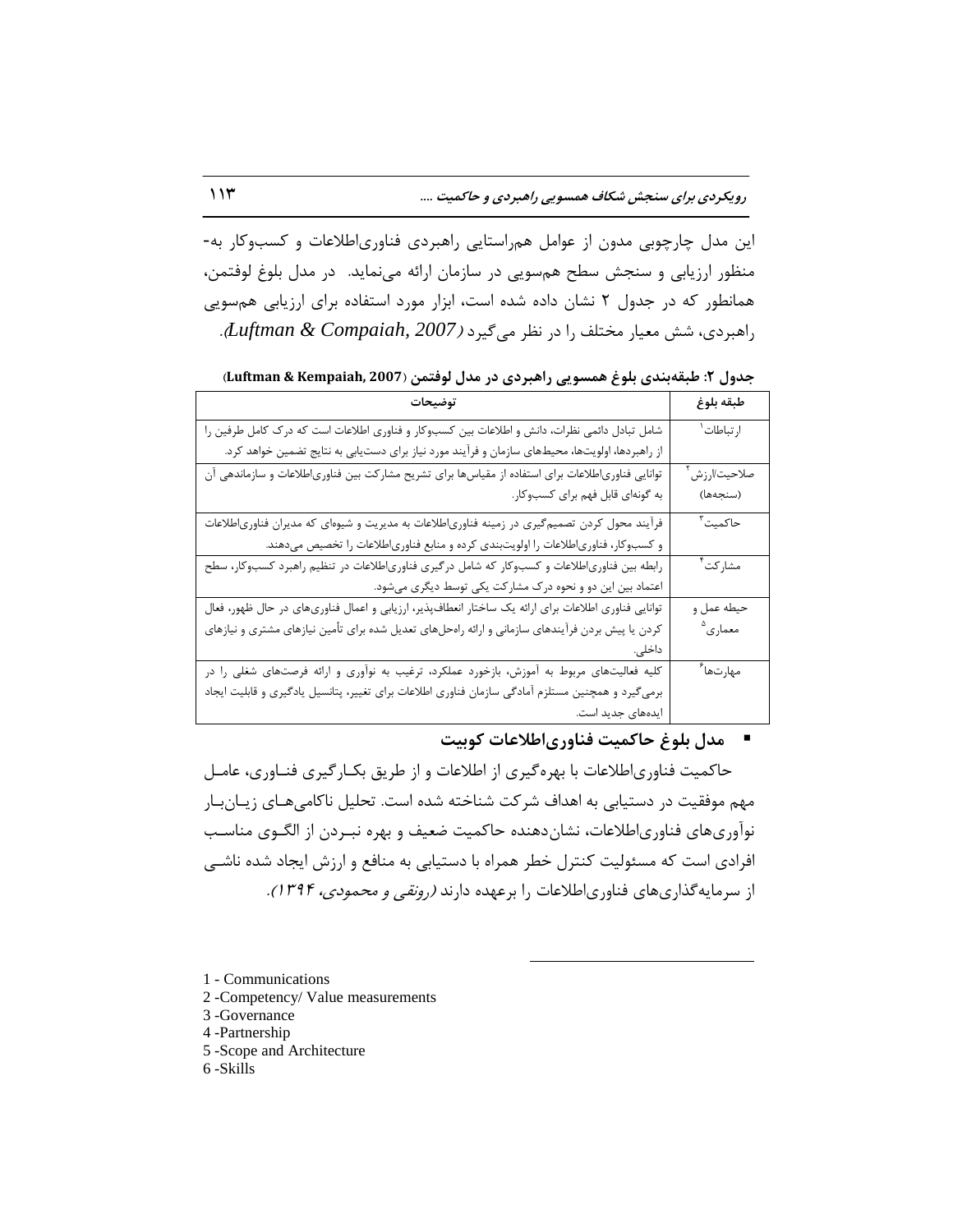این مدل چارچوبی مدون از عوامل هم‌راستایی راهبردی فناوری‌اطلاعات و کسب‌وکار به‌منظور ارزیابی و سنجش سطح هم‌سویی در سازمان ارائه می‌نماید. در مدل بلوغ لوفتمن، همانطور که در جدول ۲ نشان داده شده است، ابزار مورد استفاده برای ارزیابی هم‌سویی راهبردی، شش معیار مختلف را در نظر می‌گیرد *(Luftman & Compaiah, 2007)*.

**جدول ۲: طبقه‌بندی بلوغ همسویی راهبردی در مدل لوفتمن (Luftman & Kempaiah, 2007)**

| طبقه بلوغ | توضیحات |
| --- | --- |
| ارتباطات[1] | شامل تبادل دائمی نظرات، دانش و اطلاعات بین کسب‌وکار و فناوری اطلاعات است که درک کامل طرفین را از راهبردها، اولویت‌ها، محیط‌های سازمان و فرآیند مورد نیاز برای دست‌یابی به نتایج تضمین خواهد کرد. |
| صلاحیت/ارزش[2] (سنجه‌ها) | توانایی فناوری‌اطلاعات برای استفاده از مقیاس‌ها برای تشریح مشارکت بین فناوری‌اطلاعات و سازماندهی آن به گونه‌ای قابل فهم برای کسب‌وکار. |
| حاکمیت[3] | فرآیند محول کردن تصمیم‌گیری در زمینه فناوری‌اطلاعات به مدیریت و شیوه‌ای که مدیران فناوری‌اطلاعات و کسب‌وکار، فناوری‌اطلاعات را اولویت‌بندی کرده و منابع فناوری‌اطلاعات را تخصیص می‌دهند. |
| مشارکت[4] | رابطه بین فناوری‌اطلاعات و کسب‌وکار که شامل درگیری فناوری‌اطلاعات در تنظیم راهبرد کسب‌وکار، سطح اعتماد بین این دو و نحوه درک مشارکت یکی توسط دیگری می‌شود. |
| حیطه عمل و معماری[5] | توانایی فناوری اطلاعات برای ارائه یک ساختار انعطاف‌پذیر، ارزیابی و اعمال فناوری‌های در حال ظهور، فعال کردن یا پیش بردن فرآیندهای سازمانی و ارائه راه‌حل‌های تعدیل شده برای تأمین نیازهای مشتری و نیازهای داخلی. |
| مهارت‌ها[6] | کلیه فعالیت‌های مربوط به آموزش، بازخورد عملکرد، ترغیب به نوآوری و ارائه فرصت‌های شغلی را در برمی‌گیرد و همچنین مستلزم آمادگی سازمان فناوری اطلاعات برای تغییر، پتانسیل یادگیری و قابلیت ایجاد ایده‌های جدید است. |

- **مدل بلوغ حاکمیت فناوری‌اطلاعات کوبیت**

حاکمیت فناوری‌اطلاعات با بهره‌گیری از اطلاعات و از طریق بکارگیری فناوری، عامل مهم موفقیت در دستیابی به اهداف شرکت شناخته شده است. تحلیل ناکامی‌های زیان‌بار نوآوری‌های فناوری‌اطلاعات، نشان‌دهنده حاکمیت ضعیف و بهره نبردن از الگوی مناسب افرادی است که مسئولیت کنترل خطر همراه با دستیابی به منافع و ارزش ایجاد شده ناشی از سرمایه‌گذاری‌های فناوری‌اطلاعات را برعهده دارند *(رونقی و محمودی، ۱۳۹۴)*.

---

1 - Communications
2 -Competency/ Value measurements
3 -Governance
4 -Partnership
5 -Scope and Architecture
6 -Skills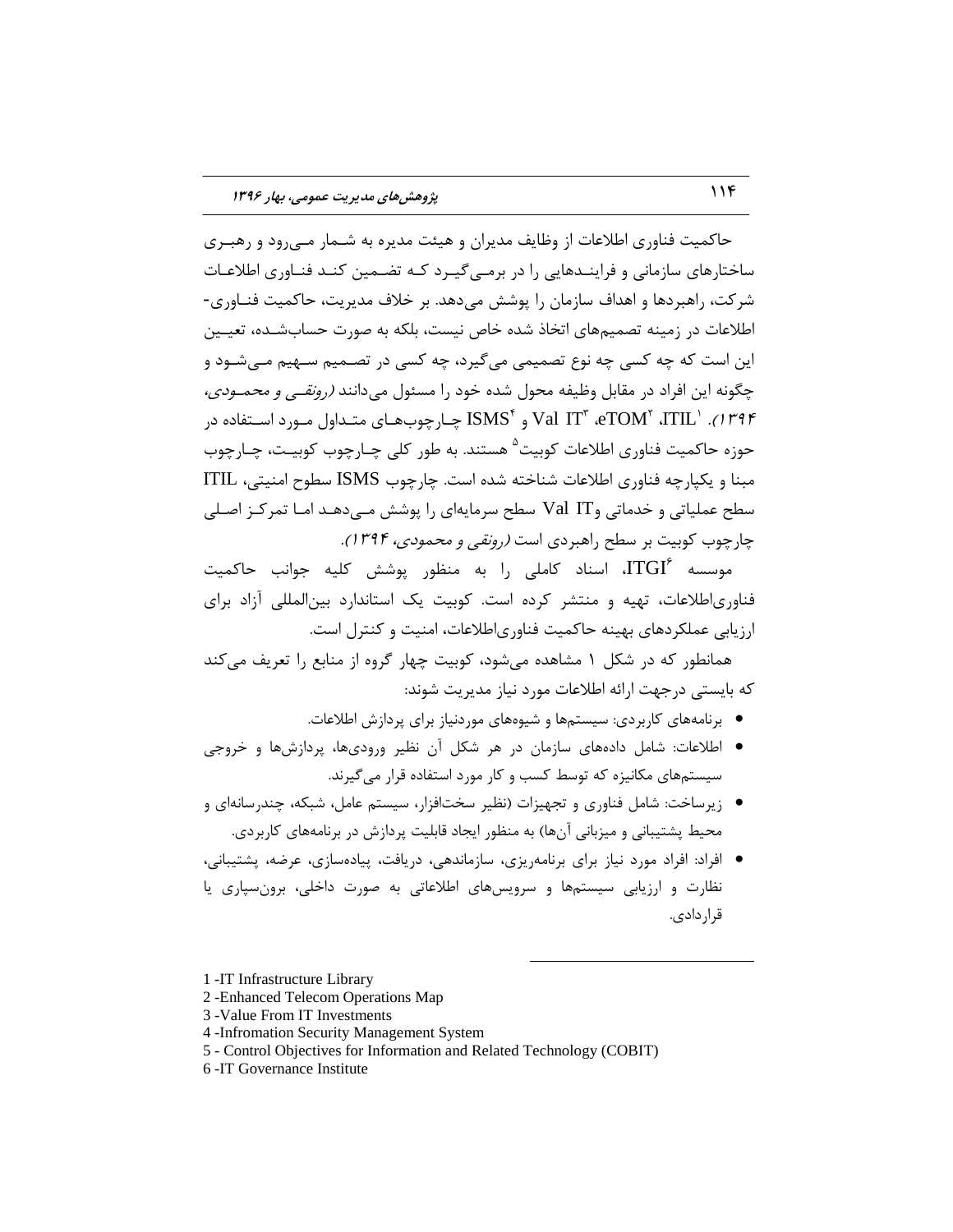حاکمیت فناوری اطلاعات از وظایف مدیران و هیئت مدیره به شمار می‌رود و رهبری ساختارهای سازمانی و فرایندهایی را در برمی‌گیرد که تضمین کند فناوری اطلاعات شرکت، راهبردها و اهداف سازمان را پوشش می‌دهد. بر خلاف مدیریت، حاکمیت فناوری-اطلاعات در زمینه تصمیم‌های اتخاذ شده خاص نیست، بلکه به صورت حساب‌شده، تعیین این است که چه کسی چه نوع تصمیمی می‌گیرد، چه کسی در تصمیم سهیم می‌شود و چگونه این افراد در مقابل وظیفه محول شده خود را مسئول می‌دانند *(رونقی و محمودی، ۱۳۹۴)*. ITIL[1]، eTOM[2]، Val IT[3] و ISMS[4] چارچوب‌های متداول مورد استفاده در حوزه حاکمیت فناوری اطلاعات کوبیت[5] هستند. به طور کلی چارچوب کوبیت، چارچوب مبنا و یکپارچه فناوری اطلاعات شناخته شده است. چارچوب ISMS سطوح امنیتی، ITIL سطح عملیاتی و خدماتی وVal IT سطح سرمایه‌ای را پوشش می‌دهد اما تمرکز اصلی چارچوب کوبیت بر سطح راهبردی است *(رونقی و محمودی، ۱۳۹۴)*.

موسسه ITGI[6]، اسناد کاملی را به منظور پوشش کلیه جوانب حاکمیت فناوری‌اطلاعات، تهیه و منتشر کرده است. کوبیت یک استاندارد بین‌المللی آزاد برای ارزیابی عملکردهای بهینه حاکمیت فناوری‌اطلاعات، امنیت و کنترل است.

همانطور که در شکل ۱ مشاهده می‌شود، کوبیت چهار گروه از منابع را تعریف می‌کند که بایستی درجهت ارائه اطلاعات مورد نیاز مدیریت شوند:

- برنامه‌های کاربردی: سیستم‌ها و شیوه‌های موردنیاز برای پردازش اطلاعات.
- اطلاعات: شامل داده‌های سازمان در هر شکل آن نظیر ورودی‌ها، پردازش‌ها و خروجی سیستم‌های مکانیزه که توسط کسب و کار مورد استفاده قرار می‌گیرند.
- زیرساخت: شامل فناوری و تجهیزات (نظیر سخت‌افزار، سیستم عامل، شبکه، چندرسانه‌ای و محیط پشتیبانی و میزبانی آن‌ها) به منظور ایجاد قابلیت پردازش در برنامه‌های کاربردی.
- افراد: افراد مورد نیاز برای برنامه‌ریزی، سازماندهی، دریافت، پیاده‌سازی، عرضه، پشتیبانی، نظارت و ارزیابی سیستم‌ها و سرویس‌های اطلاعاتی به صورت داخلی، برون‌سپاری یا قراردادی.

---

1 -IT Infrastructure Library
2 -Enhanced Telecom Operations Map
3 -Value From IT Investments
4 -Infromation Security Management System
5 - Control Objectives for Information and Related Technology (COBIT)
6 -IT Governance Institute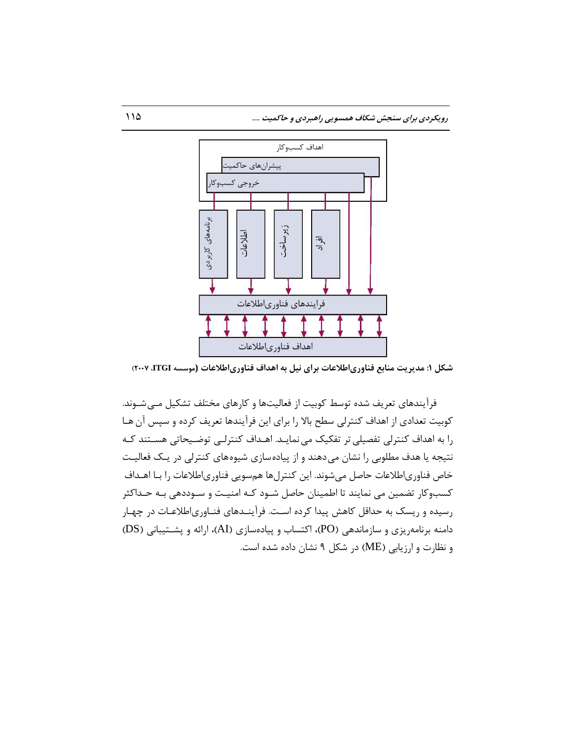**شکل ۱: مدیریت منابع فناوری‌اطلاعات برای نیل به اهداف فناوری‌اطلاعات (موسسه ITGI، ۲۰۰۷)**

فرآیندهای تعریف شده توسط کوبیت از فعالیت‌ها و کارهای مختلف تشکیل می‌شوند. کوبیت تعدادی از اهداف کنترلی سطح بالا را برای این فرآیندها تعریف کرده و سپس آن‌ها را به اهداف کنترلی تفصیلی تر تفکیک می نماید. اهداف کنترلی توضیحاتی هستند که نتیجه یا هدف مطلوبی را نشان می‌دهند و از پیاده‌سازی شیوه‌های کنترلی در یک فعالیت خاص فناوری‌اطلاعات حاصل می‌شوند. این کنترل‌ها هم‌سویی فناوری‌اطلاعات را با اهداف کسب‌وکار تضمین می نمایند تا اطمینان حاصل شود که امنیت و سوددهی به حداکثر رسیده و ریسک به حداقل کاهش پیدا کرده است. فرآیندهای فناوری‌اطلاعات در چهار دامنه برنامه‌ریزی و سازماندهی (PO)، اکتساب و پیاده‌سازی (AI)، ارائه و پشتیبانی (DS) و نظارت و ارزیابی (ME) در شکل ۹ نشان داده شده است.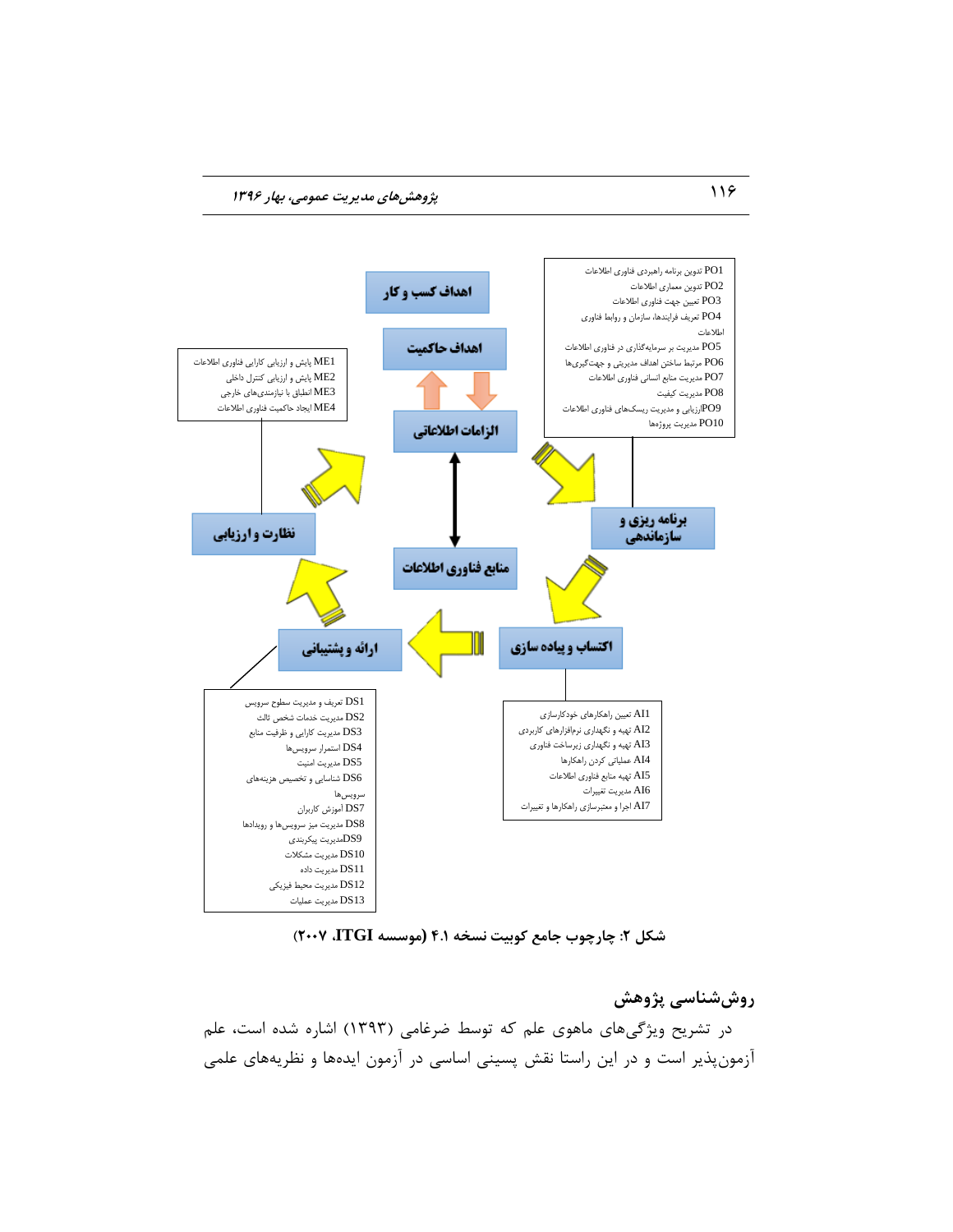اهداف کسب و کار

اهداف حاکمیت

الزامات اطلاعاتی

منابع فناوری اطلاعات

برنامه ریزی و سازماندهی

اکتساب و پیاده سازی

ارائه و پشتیبانی

نظارت و ارزیابی

- PO1 تدوین برنامه راهبردی فناوری اطلاعات
- PO2 تدوین معماری اطلاعات
- PO3 تعیین جهت فناوری اطلاعات
- PO4 تعریف فرایندها، سازمان و روابط فناوری اطلاعات
- PO5 مدیریت بر سرمایه‌گذاری در فناوری اطلاعات
- PO6 مرتبط ساختن اهداف مدیریتی و جهت‌گیری‌ها
- PO7 مدیریت منابع انسانی فناوری اطلاعات
- PO8 مدیریت کیفیت
- PO9 ارزیابی و مدیریت ریسک‌های فناوری اطلاعات
- PO10 مدیریت پروژه‌ها

- ME1 پایش و ارزیابی کارایی فناوری اطلاعات
- ME2 پایش و ارزیابی کنترل داخلی
- ME3 انطباق با نیازمندی‌های خارجی
- ME4 ایجاد حاکمیت فناوری اطلاعات

- AI1 تعیین راهکارهای خودکارسازی
- AI2 تهیه و نگهداری نرم‌افزارهای کاربردی
- AI3 تهیه و نگهداری زیرساخت فناوری
- AI4 عملیاتی کردن راهکارها
- AI5 تهیه منابع فناوری اطلاعات
- AI6 مدیریت تغییرات
- AI7 اجرا و معتبرسازی راهکارها و تغییرات

- DS1 تعریف و مدیریت سطوح سرویس
- DS2 مدیریت خدمات شخص ثالث
- DS3 مدیریت کارایی و ظرفیت منابع
- DS4 استمرار سرویس‌ها
- DS5 مدیریت امنیت
- DS6 شناسایی و تخصیص هزینه‌های سرویس‌ها
- DS7 آموزش کاربران
- DS8 مدیریت میز سرویس‌ها و رویدادها
- DS9 مدیریت پیکربندی
- DS10 مدیریت مشکلات
- DS11 مدیریت داده
- DS12 مدیریت محیط فیزیکی
- DS13 مدیریت عملیات

**شکل ۲: چارچوب جامع کوبیت نسخه ۴.۱ (موسسه ITGI، ۲۰۰۷)**

## روش‌شناسی پژوهش

در تشریح ویژگی‌های ماهوی علم که توسط ضرغامی (۱۳۹۳) اشاره شده است، علم آزمون‌پذیر است و در این راستا نقش پسینی اساسی در آزمون ایده‌ها و نظریه‌های علمی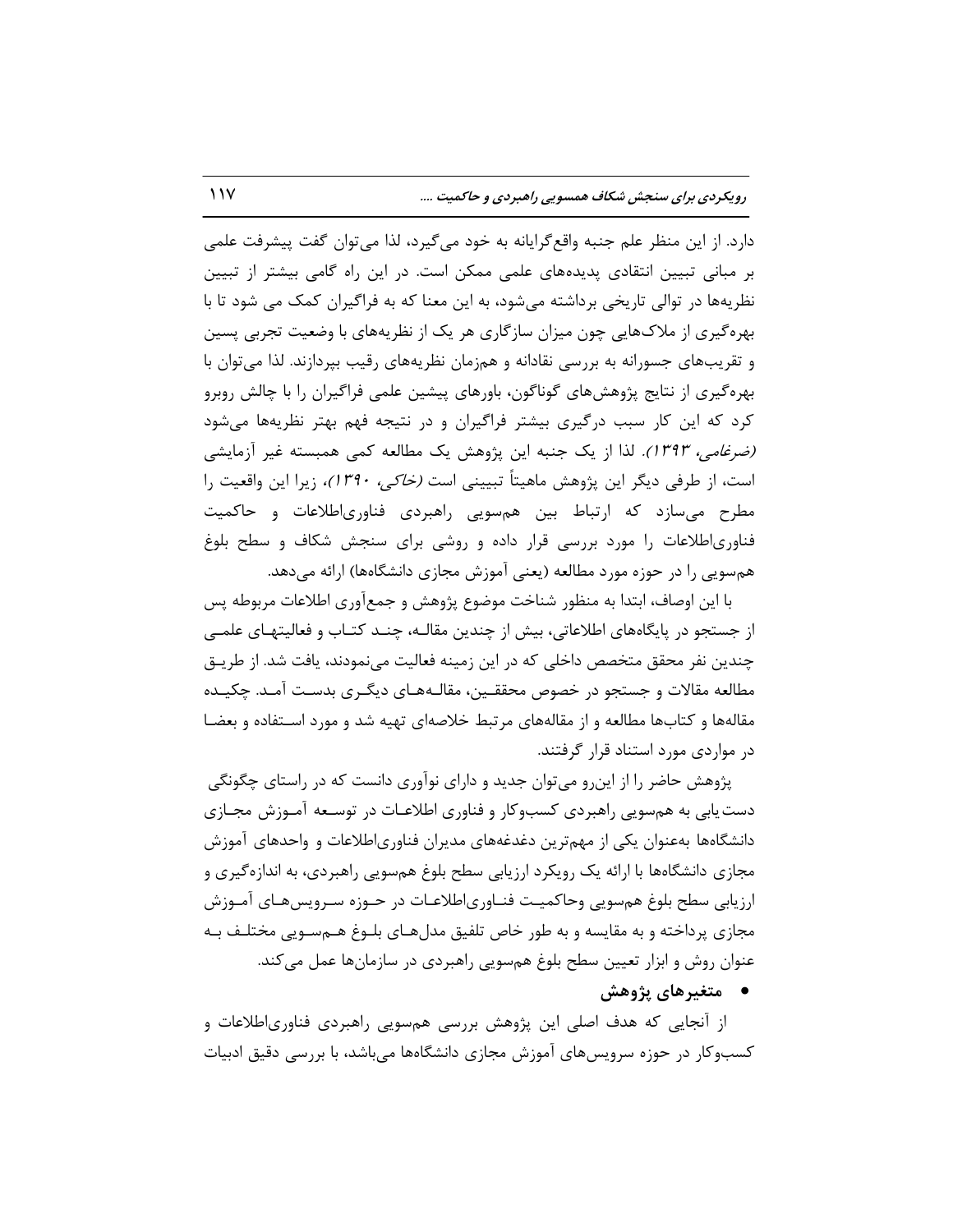دارد. از این منظر علم جنبه واقع‌گرایانه به خود می‌گیرد، لذا می‌توان گفت پیشرفت علمی بر مبانی تبیین انتقادی پدیده‌های علمی ممکن است. در این راه گامی بیشتر از تبیین نظریه‌ها در توالی تاریخی برداشته می‌شود، به این معنا که به فراگیران کمک می شود تا با بهره‌گیری از ملاک‌هایی چون میزان سازگاری هر یک از نظریه‌های با وضعیت تجربی پسین و تقریب‌های جسورانه به بررسی نقادانه و همزمان نظریه‌های رقیب بپردازند. لذا می‌توان با بهره‌گیری از نتایج پژوهش‌های گوناگون، باورهای پیشین علمی فراگیران را با چالش روبرو کرد که این کار سبب درگیری بیشتر فراگیران و در نتیجه فهم بهتر نظریه‌ها می‌شود *(ضرغامی، ۱۳۹۳)*. لذا از یک جنبه این پژوهش یک مطالعه کمی همبسته غیر آزمایشی است، از طرفی دیگر این پژوهش ماهیتاً تبیینی است *(خاکی، ۱۳۹۰)*، زیرا این واقعیت را مطرح می‌سازد که ارتباط بین هم‌سویی راهبردی فناوری‌اطلاعات و حاکمیت فناوری‌اطلاعات را مورد بررسی قرار داده و روشی برای سنجش شکاف و سطح بلوغ هم‌سویی را در حوزه مورد مطالعه (یعنی آموزش مجازی دانشگاه‌ها) ارائه می‌دهد.

با این اوصاف، ابتدا به منظور شناخت موضوع پژوهش و جمع‌آوری اطلاعات مربوطه پس از جستجو در پایگاه‌های اطلاعاتی، بیش از چندین مقاله، چند کتاب و فعالیتهای علمی چندین نفر محقق متخصص داخلی که در این زمینه فعالیت می‌نمودند، یافت شد. از طریق مطالعه مقالات و جستجو در خصوص محققین، مقاله‌های دیگری بدست آمد. چکیده مقاله‌ها و کتاب‌ها مطالعه و از مقاله‌های مرتبط خلاصه‌ای تهیه شد و مورد استفاده و بعضا در مواردی مورد استناد قرار گرفتند.

پژوهش حاضر را از این‌رو می‌توان جدید و دارای نوآوری دانست که در راستای چگونگی دست‌یابی به هم‌سویی راهبردی کسب‌وکار و فناوری اطلاعات در توسعه آموزش مجازی دانشگاه‌ها به‌عنوان یکی از مهم‌ترین دغدغه‌های مدیران فناوری‌اطلاعات و واحدهای آموزش مجازی دانشگاه‌ها با ارائه یک رویکرد ارزیابی سطح بلوغ هم‌سویی راهبردی، به اندازه‌گیری و ارزیابی سطح بلوغ هم‌سویی وحاکمیت فناوری‌اطلاعات در حوزه سرویس‌های آموزش مجازی پرداخته و به مقایسه و به طور خاص تلفیق مدل‌های بلوغ هم‌سویی مختلف به عنوان روش و ابزار تعیین سطح بلوغ هم‌سویی راهبردی در سازمان‌ها عمل می‌کند.

- **متغیرهای پژوهش**

از آنجایی که هدف اصلی این پژوهش بررسی هم‌سویی راهبردی فناوری‌اطلاعات و کسب‌وکار در حوزه سرویس‌های آموزش مجازی دانشگاه‌ها می‌باشد، با بررسی دقیق ادبیات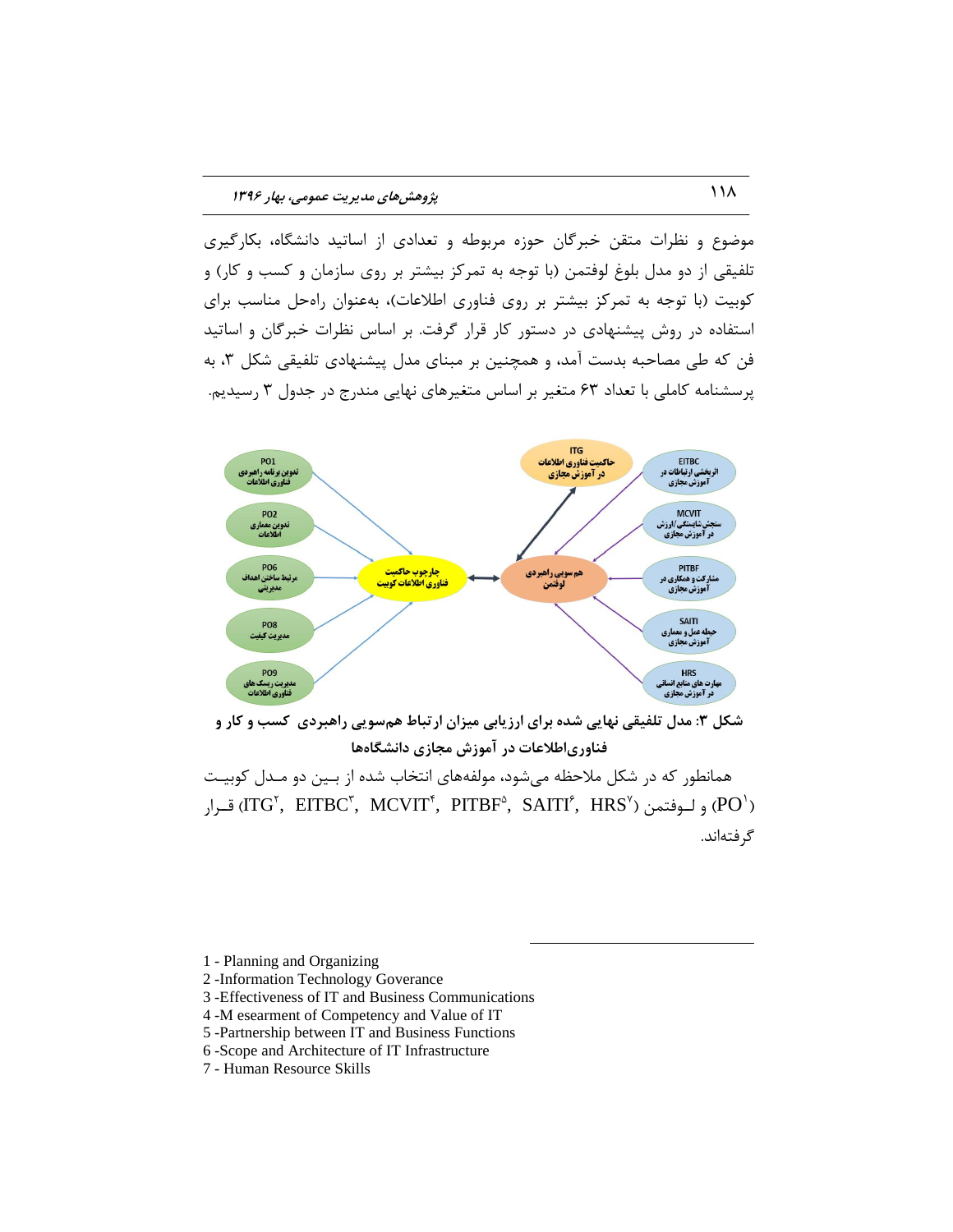موضوع و نظرات متقن خبرگان حوزه مربوطه و تعدادی از اساتید دانشگاه، بکارگیری تلفیقی از دو مدل بلوغ لوفتمن (با توجه به تمرکز بیشتر بر روی سازمان و کسب و کار) و کوبیت (با توجه به تمرکز بیشتر بر روی فناوری اطلاعات)، به‌عنوان راه‌حل مناسب برای استفاده در روش پیشنهادی در دستور کار قرار گرفت. بر اساس نظرات خبرگان و اساتید فن که طی مصاحبه بدست آمد، و همچنین بر مبنای مدل پیشنهادی تلفیقی شکل ۳، به پرسشنامه کاملی با تعداد ۶۳ متغیر بر اساس متغیرهای نهایی مندرج در جدول ۳ رسیدیم.

**شکل ۳: مدل تلفیقی نهایی شده برای ارزیابی میزان ارتباط هم‌سویی راهبردی کسب و کار و فناوری‌اطلاعات در آموزش مجازی دانشگاه‌ها**

همانطور که در شکل ملاحظه می‌شود، مولفه‌های انتخاب شده از بین دو مدل کوبیت (ITG[2], EITBC[3], MCVIT[4], PITBF[5], SAITI[6], HRS[7]) و لوفتمن (PO[1]) قرار گرفته‌اند.

---

1 - Planning and Organizing
2 -Information Technology Goverance
3 -Effectiveness of IT and Business Communications
4 -M esearment of Competency and Value of IT
5 -Partnership between IT and Business Functions
6 -Scope and Architecture of IT Infrastructure
7 - Human Resource Skills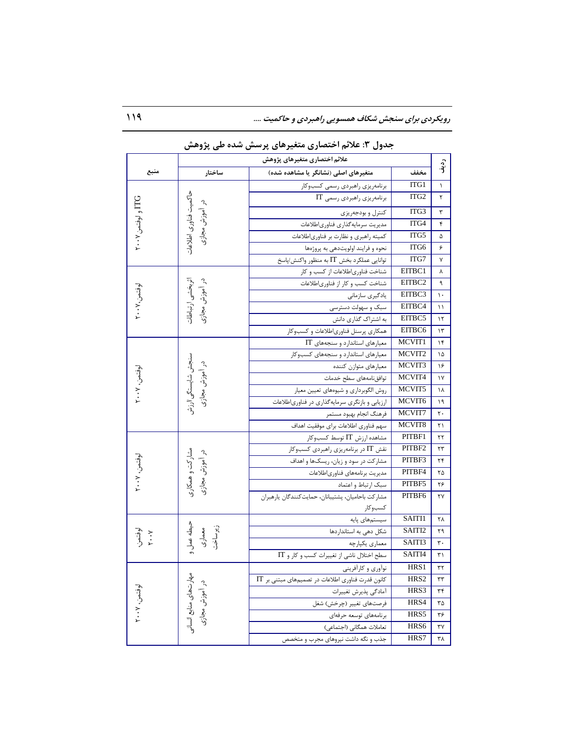**جدول ۳: علائم اختصاری متغیرهای پرسش شده طی پژوهش**

| ردیف | علائم اختصاری متغیرهای پژوهش | | | منبع |
|---|---|---|---|---|
| | مخفف | متغیرهای اصلی (نشانگر یا مشاهده شده) | ساختار | |
| ۱ | ITG1 | برنامه‌ریزی راهبردی رسمی کسب‌وکار | حاکمیت فناوری اطلاعات در آموزش مجازی | ITG و لوفتمن ۲۰۰۷ |
| ۲ | ITG2 | برنامه‌ریزی راهبردی رسمی IT | | |
| ۳ | ITG3 | کنترل و بودجه‌ریزی | | |
| ۴ | ITG4 | مدیریت سرمایه‌گذاری فناوری‌اطلاعات | | |
| ۵ | ITG5 | کمیته راهبری و نظارت بر فناوری‌اطلاعات | | |
| ۶ | ITG6 | نحوه و فرایند اولویت‌دهی به پروژه‌ها | | |
| ۷ | ITG7 | توانایی عملکرد بخش IT به منظور واکنش/پاسخ | | |
| ۸ | EITBC1 | شناخت فناوری‌اطلاعات از کسب و کار | اثربخشی ارتباطات در آموزش مجازی | لوفتمن، ۲۰۰۷ |
| ۹ | EITBC2 | شناخت کسب و کار از فناوری‌اطلاعات | | |
| ۱۰ | EITBC3 | یادگیری سازمانی | | |
| ۱۱ | EITBC4 | سبک و سهولت دسترسی | | |
| ۱۲ | EITBC5 | به اشتراک گذاری دانش | | |
| ۱۳ | EITBC6 | همکاری پرسنل فناوری‌اطلاعات و کسب‌وکار | | |
| ۱۴ | MCVIT1 | معیارهای استاندارد و سنجه‌های IT | سنجش شایستگی ارزش در آموزش مجازی | لوفتمن، ۲۰۰۷ |
| ۱۵ | MCVIT2 | معیارهای استاندارد و سنجه‌های کسب‌وکار | | |
| ۱۶ | MCVIT3 | معیارهای متوازن کننده | | |
| ۱۷ | MCVIT4 | توافق‌نامه‌های سطح خدمات | | |
| ۱۸ | MCVIT5 | روش الگوبرداری و شیوه‌های تعیین معیار | | |
| ۱۹ | MCVIT6 | ارزیابی و بازنگری سرمایه‌گذاری در فناوری‌اطلاعات | | |
| ۲۰ | MCVIT7 | فرهنگ انجام بهبود مستمر | | |
| ۲۱ | MCVIT8 | سهم فناوری اطلاعات برای موفقیت اهداف | | |
| ۲۲ | PITBF1 | مشاهده ارزش IT توسط کسب‌وکار | مشارکت و همکاری در آموزش مجازی | لوفتمن، ۲۰۰۷ |
| ۲۳ | PITBF2 | نقش IT در برنامه‌ریزی راهبردی کسب‌وکار | | |
| ۲۴ | PITBF3 | مشارکت در سود و زیان، ریسک‌ها و اهداف | | |
| ۲۵ | PITBF4 | مدیریت برنامه‌های فناوری‌اطلاعات | | |
| ۲۶ | PITBF5 | سبک ارتباط و اعتماد | | |
| ۲۷ | PITBF6 | مشارکت باحامیان، پشتیبانان، حمایت‌کنندگان یارهبران کسب‌وکار | | |
| ۲۸ | SAITI1 | سیستم‌های پایه | حیطه عمل و معماری زیرساخت | لوفتمن، ۲۰۰۷ |
| ۲۹ | SAITI2 | شکل دهی به استانداردها | | |
| ۳۰ | SAITI3 | معماری یکپارچه | | |
| ۳۱ | SAITI4 | سطح اختلال ناشی از تغییرات کسب و کار و IT | | |
| ۳۲ | HRS1 | نوآوری و کارآفرینی | مهارت‌های منابع انسانی در آموزش مجازی | لوفتمن، ۲۰۰۷ |
| ۳۳ | HRS2 | کانون قدرت فناوری اطلاعات در تصمیم‌های مبتنی بر IT | | |
| ۳۴ | HRS3 | آمادگی پذیرش تغییرات | | |
| ۳۵ | HRS4 | فرصت‌های تغییر (چرخش) شغل | | |
| ۳۶ | HRS5 | برنامه‌های توسعه حرفه‌ای | | |
| ۳۷ | HRS6 | تعاملات همگانی (اجتماعی) | | |
| ۳۸ | HRS7 | جذب و نگه داشت نیروهای مجرب و متخصص | | |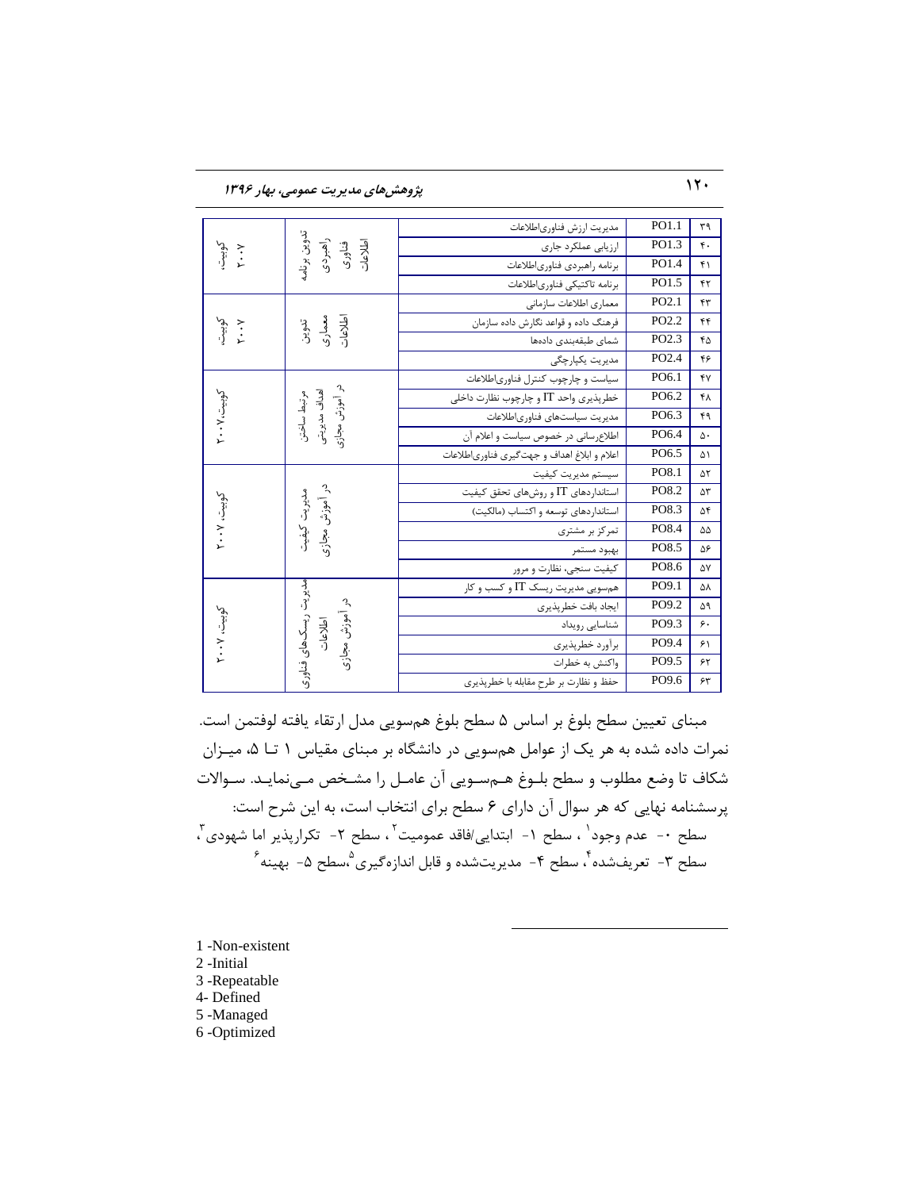| ۳۹ | PO1.1 | مدیریت ارزش فناوری‌اطلاعات | تدوین برنامه راهبردی فناوری اطلاعات | کوبیت، ۲۰۰۷ |
|---|---|---|---|---|
| ۴۰ | PO1.3 | ارزیابی عملکرد جاری | | |
| ۴۱ | PO1.4 | برنامه راهبردی فناوری‌اطلاعات | | |
| ۴۲ | PO1.5 | برنامه تاکتیکی فناوری‌اطلاعات | | |
| ۴۳ | PO2.1 | معماری اطلاعات سازمانی | تدوین معماری اطلاعات | کوبیت، ۲۰۰۷ |
| ۴۴ | PO2.2 | فرهنگ داده و قواعد نگارش داده سازمان | | |
| ۴۵ | PO2.3 | شمای طبقه‌بندی داده‌ها | | |
| ۴۶ | PO2.4 | مدیریت یکپارچگی | | |
| ۴۷ | PO6.1 | سیاست و چارچوب کنترل فناوری‌اطلاعات | مرتبط ساختن اهداف مدیریتی در آموزش مجازی | کوبیت، ۲۰۰۷ |
| ۴۸ | PO6.2 | خطرپذیری واحد IT و چارچوب نظارت داخلی | | |
| ۴۹ | PO6.3 | مدیریت سیاست‌های فناوری‌اطلاعات | | |
| ۵۰ | PO6.4 | اطلاع‌رسانی در خصوص سیاست و اعلام آن | | |
| ۵۱ | PO6.5 | اعلام و ابلاغ اهداف و جهت‌گیری فناوری‌اطلاعات | | |
| ۵۲ | PO8.1 | سیستم مدیریت کیفیت | مدیریت کیفیت در آموزش مجازی | کوبیت، ۲۰۰۷ |
| ۵۳ | PO8.2 | استانداردهای IT و روش‌های تحقق کیفیت | | |
| ۵۴ | PO8.3 | استانداردهای توسعه و اکتساب (مالکیت) | | |
| ۵۵ | PO8.4 | تمرکز بر مشتری | | |
| ۵۶ | PO8.5 | بهبود مستمر | | |
| ۵۷ | PO8.6 | کیفیت سنجی، نظارت و مرور | | |
| ۵۸ | PO9.1 | هم‌سویی مدیریت ریسک IT و کسب و کار | مدیریت ریسک‌های فناوری اطلاعات در آموزش مجازی | کوبیت، ۲۰۰۷ |
| ۵۹ | PO9.2 | ایجاد بافت خطرپذیری | | |
| ۶۰ | PO9.3 | شناسایی رویداد | | |
| ۶۱ | PO9.4 | برآورد خطرپذیری | | |
| ۶۲ | PO9.5 | واکنش به خطرات | | |
| ۶۳ | PO9.6 | حفظ و نظارت بر طرح مقابله با خطرپذیری | | |

مبنای تعیین سطح بلوغ بر اساس ۵ سطح بلوغ هم‌سویی مدل ارتقاء یافته لوفتمن است. نمرات داده شده به هر یک از عوامل هم‌سویی در دانشگاه بر مبنای مقیاس ۱ تا ۵، میزان شکاف تا وضع مطلوب و سطح بلوغ هم‌سویی آن عامل را مشخص می‌نماید. سوالات پرسشنامه نهایی که هر سوال آن دارای ۶ سطح برای انتخاب است، به این شرح است:
سطح ۰- عدم وجود[1] ، سطح ۱- ابتدایی/فاقد عمومیت[2] ، سطح ۲- تکرارپذیر اما شهودی[3]، سطح ۳- تعریف‌شده[4]، سطح ۴- مدیریت‌شده و قابل اندازه‌گیری[5]،سطح ۵- بهینه[6]

---

1 -Non-existent
2 -Initial
3 -Repeatable
4- Defined
5 -Managed
6 -Optimized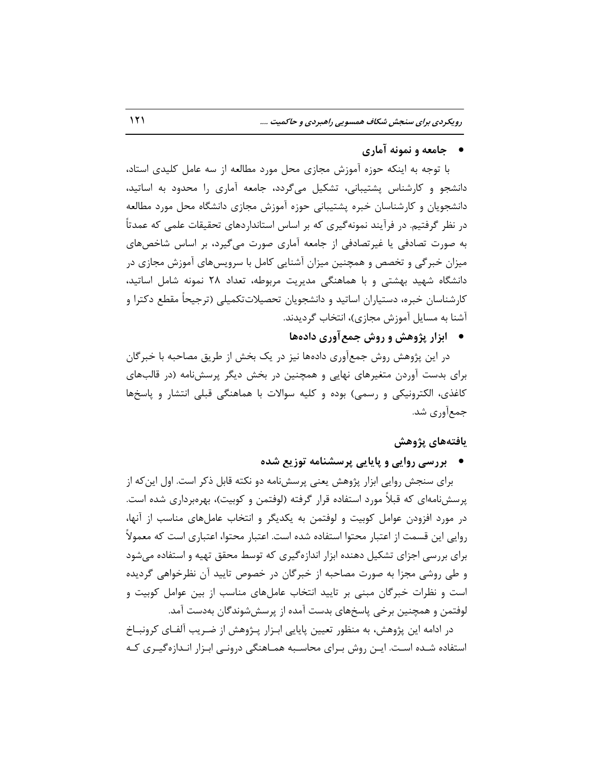- **جامعه و نمونه آماری**

با توجه به اینکه حوزه آموزش مجازی محل مورد مطالعه از سه عامل کلیدی استاد، دانشجو و کارشناس پشتیبانی، تشکیل می‌گردد، جامعه آماری را محدود به اساتید، دانشجویان و کارشناسان خبره پشتیبانی حوزه آموزش مجازی دانشگاه محل مورد مطالعه در نظر گرفتیم. در فرآیند نمونه‌گیری که بر اساس استانداردهای تحقیقات علمی که عمدتاً به صورت تصادفی یا غیرتصادفی از جامعه آماری صورت می‌گیرد، بر اساس شاخص‌های میزان خبرگی و تخصص و همچنین میزان آشنایی کامل با سرویس‌های آموزش مجازی در دانشگاه شهید بهشتی و با هماهنگی مدیریت مربوطه، تعداد ۲۸ نمونه شامل اساتید، کارشناسان خبره، دستیاران اساتید و دانشجویان تحصیلات‌تکمیلی (ترجیحاً مقطع دکترا و آشنا به مسایل آموزش مجازی)، انتخاب گردیدند.

- **ابزار پژوهش و روش جمع‌آوری داده‌ها**

در این پژوهش روش جمع‌آوری داده‌ها نیز در یک بخش از طریق مصاحبه با خبرگان برای بدست آوردن متغیرهای نهایی و همچنین در بخش دیگر پرسش‌نامه (در قالب‌های کاغذی، الکترونیکی و رسمی) بوده و کلیه سوالات با هماهنگی قبلی انتشار و پاسخ‌ها جمع‌آوری شد.

## یافته‌های پژوهش

- **بررسی روایی و پایایی پرسشنامه توزیع شده**

برای سنجش روایی ابزار پژوهش یعنی پرسش‌نامه دو نکته قابل ذکر است. اول این‌که از پرسش‌نامه‌ای که قبلاً مورد استفاده قرار گرفته (لوفتمن و کوبیت)، بهره‌برداری شده است. در مورد افزودن عوامل کوبیت و لوفتمن به یکدیگر و انتخاب عامل‌های مناسب از آنها، روایی این قسمت از اعتبار محتوا استفاده شده است. اعتبار محتوا، اعتباری است که معمولاً برای بررسی اجزای تشکیل دهنده ابزار اندازه‌گیری که توسط محقق تهیه و استفاده می‌شود و طی روشی مجزا به صورت مصاحبه از خبرگان در خصوص تایید آن نظرخواهی گردیده است و نظرات خبرگان مبنی بر تایید انتخاب عامل‌های مناسب از بین عوامل کوبیت و لوفتمن و همچنین برخی پاسخ‌های بدست آمده از پرسش‌شوندگان به‌دست آمد.

در ادامه این پژوهش، به منظور تعیین پایایی ابزار پژوهش از ضریب آلفای کرونباخ استفاده شده است. این روش برای محاسبه هماهنگی درونی ابزار اندازه‌گیری که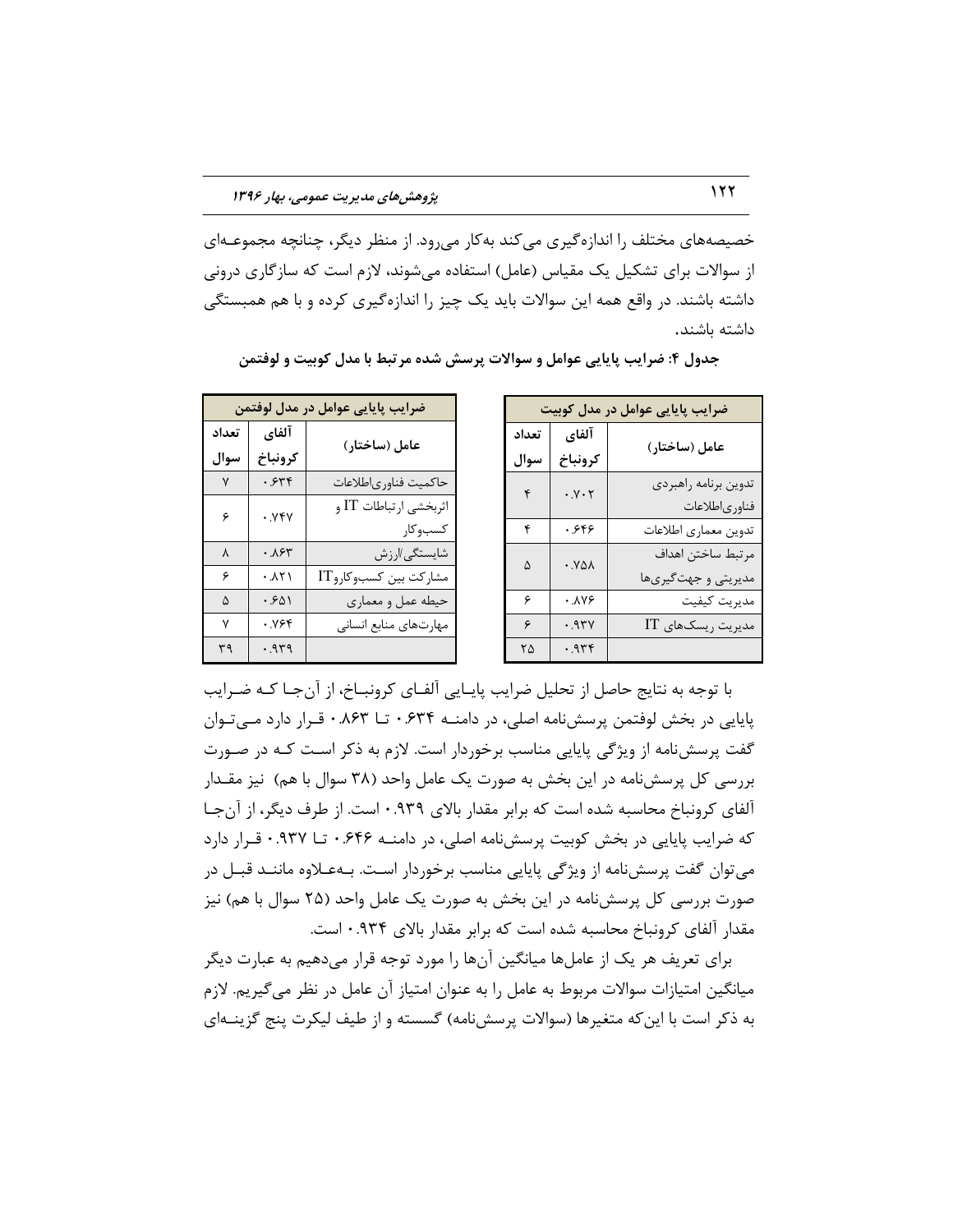خصیصه‌های مختلف را اندازه‌گیری می‌کند به‌کار می‌رود. از منظر دیگر، چنانچه مجموعه‌ای از سوالات برای تشکیل یک مقیاس (عامل) استفاده می‌شوند، لازم است که سازگاری درونی داشته باشند. در واقع همه این سوالات باید یک چیز را اندازه‌گیری کرده و با هم همبستگی داشته باشند.

**جدول ۴: ضرایب پایایی عوامل و سوالات پرسش شده مرتبط با مدل کوبیت و لوفتمن**

| ضرایب پایایی عوامل در مدل کوبیت | | |
|---|---|---|
| عامل (ساختار) | آلفای کرونباخ | تعداد سوال |
| تدوین برنامه راهبردی فناوری‌اطلاعات | ۰.۷۰۲ | ۴ |
| تدوین معماری اطلاعات | ۰.۶۴۶ | ۴ |
| مرتبط ساختن اهداف مدیریتی و جهت‌گیری‌ها | ۰.۷۵۸ | ۵ |
| مدیریت کیفیت | ۰.۸۷۶ | ۶ |
| مدیریت ریسک‌های IT | ۰.۹۳۷ | ۶ |
| | ۰.۹۳۴ | ۲۵ |

| ضرایب پایایی عوامل در مدل لوفتمن | | |
|---|---|---|
| عامل (ساختار) | آلفای کرونباخ | تعداد سوال |
| حاکمیت فناوری‌اطلاعات | ۰.۶۳۴ | ۷ |
| اثربخشی ارتباطات IT و کسب‌وکار | ۰.۷۴۷ | ۶ |
| شایستگی/ارزش | ۰.۸۶۳ | ۸ |
| مشارکت بین کسب‌وکاروIT | ۰.۸۲۱ | ۶ |
| حیطه عمل و معماری | ۰.۶۵۱ | ۵ |
| مهارت‌های منابع انسانی | ۰.۷۶۴ | ۷ |
| | ۰.۹۳۹ | ۳۹ |

با توجه به نتایج حاصل از تحلیل ضرایب پایایی آلفای کرونباخ، از آن‌جا که ضرایب پایایی در بخش لوفتمن پرسش‌نامه اصلی، در دامنه ۰.۶۳۴ تا ۰.۸۶۳ قرار دارد می‌توان گفت پرسش‌نامه از ویژگی پایایی مناسب برخوردار است. لازم به ذکر است که در صورت بررسی کل پرسش‌نامه در این بخش به صورت یک عامل واحد (۳۸ سوال با هم) نیز مقدار آلفای کرونباخ محاسبه شده است که برابر مقدار بالای ۰.۹۳۹ است. از طرف دیگر، از آن‌جا که ضرایب پایایی در بخش کوبیت پرسش‌نامه اصلی، در دامنه ۰.۶۴۶ تا ۰.۹۳۷ قرار دارد می‌توان گفت پرسش‌نامه از ویژگی پایایی مناسب برخوردار است. به‌علاوه مانند قبل در صورت بررسی کل پرسش‌نامه در این بخش به صورت یک عامل واحد (۲۵ سوال با هم) نیز مقدار آلفای کرونباخ محاسبه شده است که برابر مقدار بالای ۰.۹۳۴ است.

برای تعریف هر یک از عامل‌ها میانگین آن‌ها را مورد توجه قرار می‌دهیم به عبارت دیگر میانگین امتیازات سوالات مربوط به عامل را به عنوان امتیاز آن عامل در نظر می‌گیریم. لازم به ذکر است با این‌که متغیرها (سوالات پرسش‌نامه) گسسته و از طیف لیکرت پنج گزینه‌ای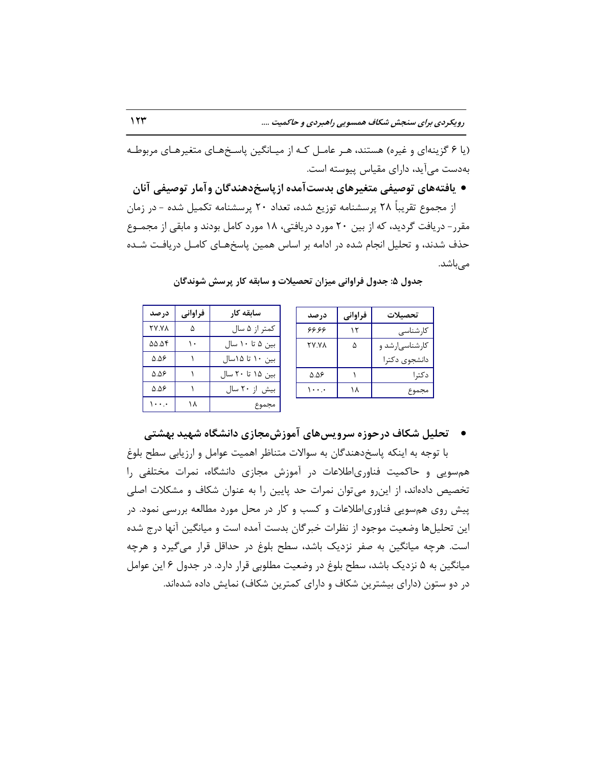(یا ۶ گزینه‌ای و غیره) هستند، هر عامل که از میانگین پاسخ‌های متغیرهای مربوطه به‌دست می‌آید، دارای مقیاس پیوسته است.

- **یافته‌های توصیفی متغیرهای بدست‌آمده از پاسخ‌دهندگان و آمار توصیفی آنان**

از مجموع تقریباً ۲۸ پرسشنامه توزیع شده، تعداد ۲۰ پرسشنامه تکمیل شده - در زمان مقرر- دریافت گردید، که از بین ۲۰ مورد دریافتی، ۱۸ مورد کامل بودند و مابقی از مجموع حذف شدند، و تحلیل انجام شده در ادامه بر اساس همین پاسخ‌های کامل دریافت شده می‌باشد.

**جدول ۵: جدول فراوانی میزان تحصیلات و سابقه کار پرسش شوندگان**

| تحصیلات | فراوانی | درصد |
|---|---|---|
| کارشناسی | ۱۲ | ۶۶.۶۶ |
| کارشناسی‌ارشد و دانشجوی دکترا | ۵ | ۲۷.۷۸ |
| دکترا | ۱ | ۵.۵۶ |
| مجموع | ۱۸ | ۱۰۰.۰ |

| سابقه کار | فراوانی | درصد |
|---|---|---|
| کمتر از ۵ سال | ۵ | ۲۷.۷۸ |
| بین ۵ تا ۱۰ سال | ۱۰ | ۵۵.۵۴ |
| بین ۱۰ تا ۱۵سال | ۱ | ۵.۵۶ |
| بین ۱۵ تا ۲۰ سال | ۱ | ۵.۵۶ |
| بیش از ۲۰ سال | ۱ | ۵.۵۶ |
| مجموع | ۱۸ | ۱۰۰.۰ |

- **تحلیل شکاف درحوزه سرویس‌های آموزش‌مجازی دانشگاه شهید بهشتی**

با توجه به اینکه پاسخ‌دهندگان به سوالات متناظر اهمیت عوامل و ارزیابی سطح بلوغ هم‌سویی و حاکمیت فناوری‌اطلاعات در آموزش مجازی دانشگاه، نمرات مختلفی را تخصیص داده‌اند، از این‌رو می‌توان نمرات حد پایین را به عنوان شکاف و مشکلات اصلی پیش روی هم‌سویی فناوری‌اطلاعات و کسب و کار در محل مورد مطالعه بررسی نمود. در این تحلیل‌ها وضعیت موجود از نظرات خبرگان بدست آمده است و میانگین آنها درج شده است. هرچه میانگین به صفر نزدیک باشد، سطح بلوغ در حداقل قرار می‌گیرد و هرچه میانگین به ۵ نزدیک باشد، سطح بلوغ در وضعیت مطلوبی قرار دارد. در جدول ۶ این عوامل در دو ستون (دارای بیشترین شکاف و دارای کمترین شکاف) نمایش داده شده‌اند.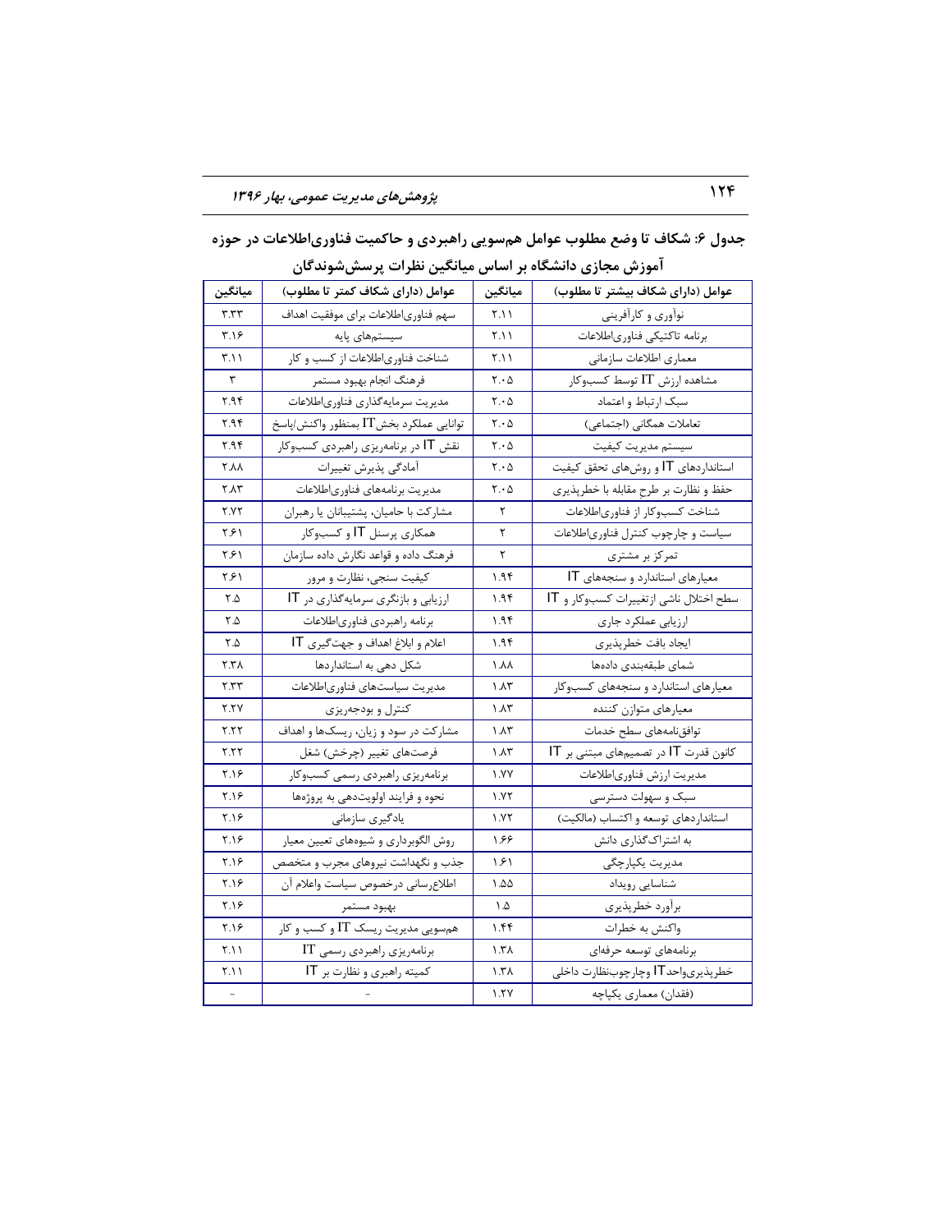**جدول ۶: شکاف تا وضع مطلوب عوامل هم‌سویی راهبردی و حاکمیت فناوری‌اطلاعات در حوزه آموزش مجازی دانشگاه بر اساس میانگین نظرات پرسش‌شوندگان**

| عوامل (دارای شکاف بیشتر تا مطلوب) | میانگین | عوامل (دارای شکاف کمتر تا مطلوب) | میانگین |
|---|---|---|---|
| نوآوری و کارآفرینی | ۲.۱۱ | سهم فناوری‌اطلاعات برای موفقیت اهداف | ۳.۳۳ |
| برنامه تاکتیکی فناوری‌اطلاعات | ۲.۱۱ | سیستم‌های پایه | ۳.۱۶ |
| معماری اطلاعات سازمانی | ۲.۱۱ | شناخت فناوری‌اطلاعات از کسب و کار | ۳.۱۱ |
| مشاهده ارزش IT توسط کسب‌وکار | ۲.۰۵ | فرهنگ انجام بهبود مستمر | ۳ |
| سبک ارتباط و اعتماد | ۲.۰۵ | مدیریت سرمایه‌گذاری فناوری‌اطلاعات | ۲.۹۴ |
| تعاملات همگانی (اجتماعی) | ۲.۰۵ | توانایی عملکرد بخش IT بمنظور واکنش/پاسخ | ۲.۹۴ |
| سیستم مدیریت کیفیت | ۲.۰۵ | نقش IT در برنامه‌ریزی راهبردی کسب‌وکار | ۲.۹۴ |
| استانداردهای IT و روش‌های تحقق کیفیت | ۲.۰۵ | آمادگی پذیرش تغییرات | ۲.۸۸ |
| حفظ و نظارت بر طرح مقابله با خطرپذیری | ۲.۰۵ | مدیریت برنامه‌های فناوری‌اطلاعات | ۲.۸۳ |
| شناخت کسب‌وکار از فناوری‌اطلاعات | ۲ | مشارکت با حامیان، پشتیبانان یا رهبران | ۲.۷۲ |
| سیاست و چارچوب کنترل فناوری‌اطلاعات | ۲ | همکاری پرسنل IT و کسب‌وکار | ۲.۶۱ |
| تمرکز بر مشتری | ۲ | فرهنگ داده و قواعد نگارش داده سازمان | ۲.۶۱ |
| معیارهای استاندارد و سنجه‌های IT | ۱.۹۴ | کیفیت سنجی، نظارت و مرور | ۲.۶۱ |
| سطح اختلال ناشی ازتغییرات کسب‌وکار و IT | ۱.۹۴ | ارزیابی و بازنگری سرمایه‌گذاری در IT | ۲.۵ |
| ارزیابی عملکرد جاری | ۱.۹۴ | برنامه راهبردی فناوری‌اطلاعات | ۲.۵ |
| ایجاد بافت خطرپذیری | ۱.۹۴ | اعلام و ابلاغ اهداف و جهت‌گیری IT | ۲.۵ |
| شمای طبقه‌بندی داده‌ها | ۱.۸۸ | شکل دهی به استانداردها | ۲.۳۸ |
| معیارهای استاندارد و سنجه‌های کسب‌وکار | ۱.۸۳ | مدیریت سیاست‌های فناوری‌اطلاعات | ۲.۳۳ |
| معیارهای متوازن کننده | ۱.۸۳ | کنترل و بودجه‌ریزی | ۲.۲۷ |
| توافق‌نامه‌های سطح خدمات | ۱.۸۳ | مشارکت در سود و زیان، ریسک‌ها و اهداف | ۲.۲۲ |
| کانون قدرت IT در تصمیم‌های مبتنی بر IT | ۱.۸۳ | فرصت‌های تغییر (چرخش) شغل | ۲.۲۲ |
| مدیریت ارزش فناوری‌اطلاعات | ۱.۷۷ | برنامه‌ریزی راهبردی رسمی کسب‌وکار | ۲.۱۶ |
| سبک و سهولت دسترسی | ۱.۷۲ | نحوه و فرایند اولویت‌دهی به پروژه‌ها | ۲.۱۶ |
| استانداردهای توسعه و اکتساب (مالکیت) | ۱.۷۲ | یادگیری سازمانی | ۲.۱۶ |
| به اشتراک‌گذاری دانش | ۱.۶۶ | روش الگوبرداری و شیوه‌های تعیین معیار | ۲.۱۶ |
| مدیریت یکپارچگی | ۱.۶۱ | جذب و نگهداشت نیروهای مجرب و متخصص | ۲.۱۶ |
| شناسایی رویداد | ۱.۵۵ | اطلاع‌رسانی درخصوص سیاست واعلام آن | ۲.۱۶ |
| برآورد خطرپذیری | ۱.۵ | بهبود مستمر | ۲.۱۶ |
| واکنش به خطرات | ۱.۴۴ | هم‌سویی مدیریت ریسک IT و کسب و کار | ۲.۱۶ |
| برنامه‌های توسعه حرفه‌ای | ۱.۳۸ | برنامه‌ریزی راهبردی رسمی IT | ۲.۱۱ |
| خطرپذیری‌واحدIT وچارچوب‌نظارت داخلی | ۱.۳۸ | کمیته راهبری و نظارت بر IT | ۲.۱۱ |
| (فقدان) معماری یکپاچه | ۱.۲۷ | - | - |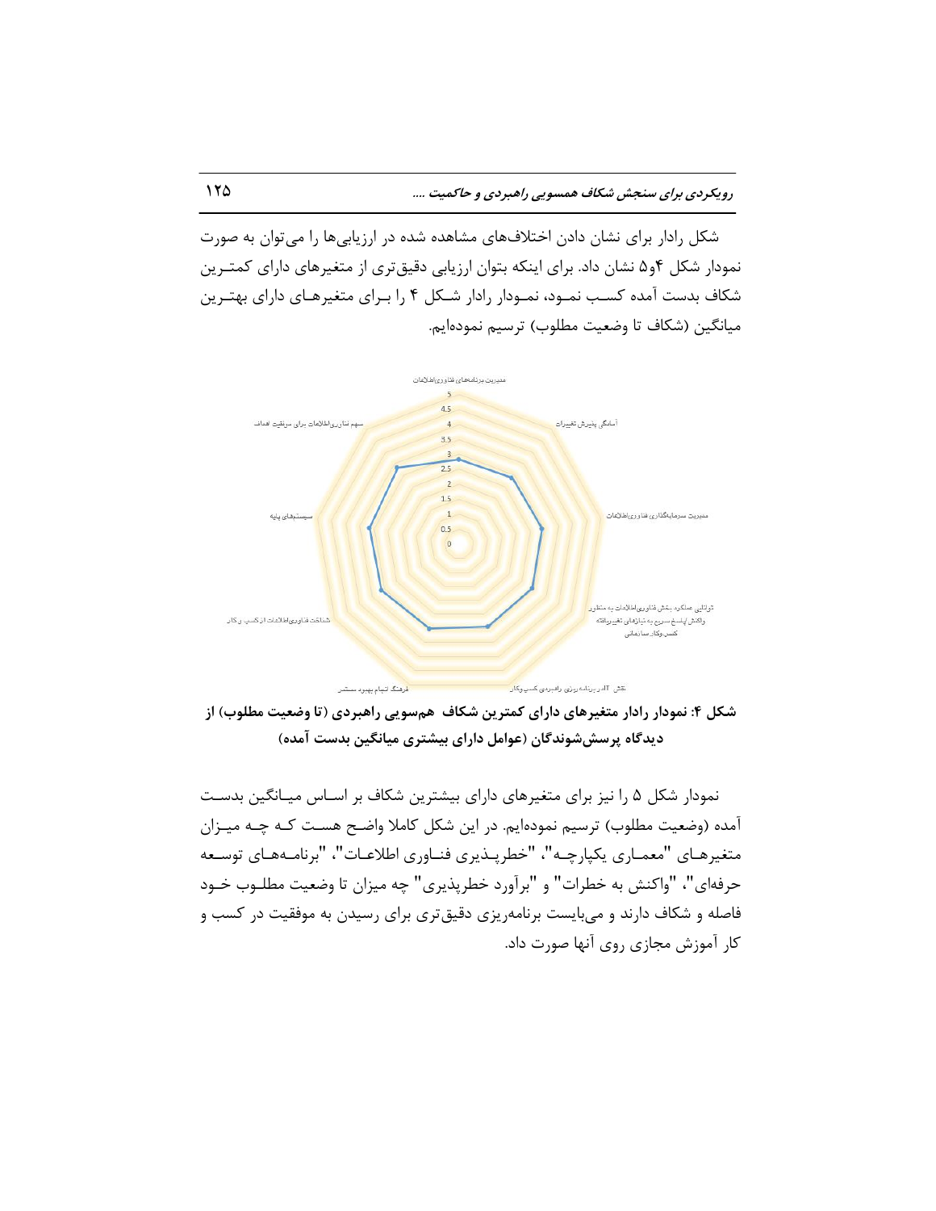شکل رادار برای نشان دادن اختلاف‌های مشاهده شده در ارزیابی‌ها را می‌توان به صورت نمودار شکل ۴و۵ نشان داد. برای اینکه بتوان ارزیابی دقیق‌تری از متغیرهای دارای کمترین شکاف بدست آمده کسب نمود، نمودار رادار شکل ۴ را برای متغیرهای دارای بهترین میانگین (شکاف تا وضعیت مطلوب) ترسیم نموده‌ایم.

**شکل ۴: نمودار رادار متغیرهای دارای کمترین شکاف همسویی راهبردی (تا وضعیت مطلوب) از دیدگاه پرسش‌شوندگان (عوامل دارای بیشتری میانگین بدست آمده)**

نمودار شکل ۵ را نیز برای متغیرهای دارای بیشترین شکاف بر اساس میانگین بدست آمده (وضعیت مطلوب) ترسیم نموده‌ایم. در این شکل کاملا واضح هست که چه میزان متغیرهای "معماری یکپارچه"، "خطرپذیری فناوری اطلاعات"، "برنامه‌های توسعه حرفه‌ای"، "واکنش به خطرات" و "برآورد خطرپذیری" چه میزان تا وضعیت مطلوب خود فاصله و شکاف دارند و می‌بایست برنامه‌ریزی دقیق‌تری برای رسیدن به موفقیت در کسب و کار آموزش مجازی روی آنها صورت داد.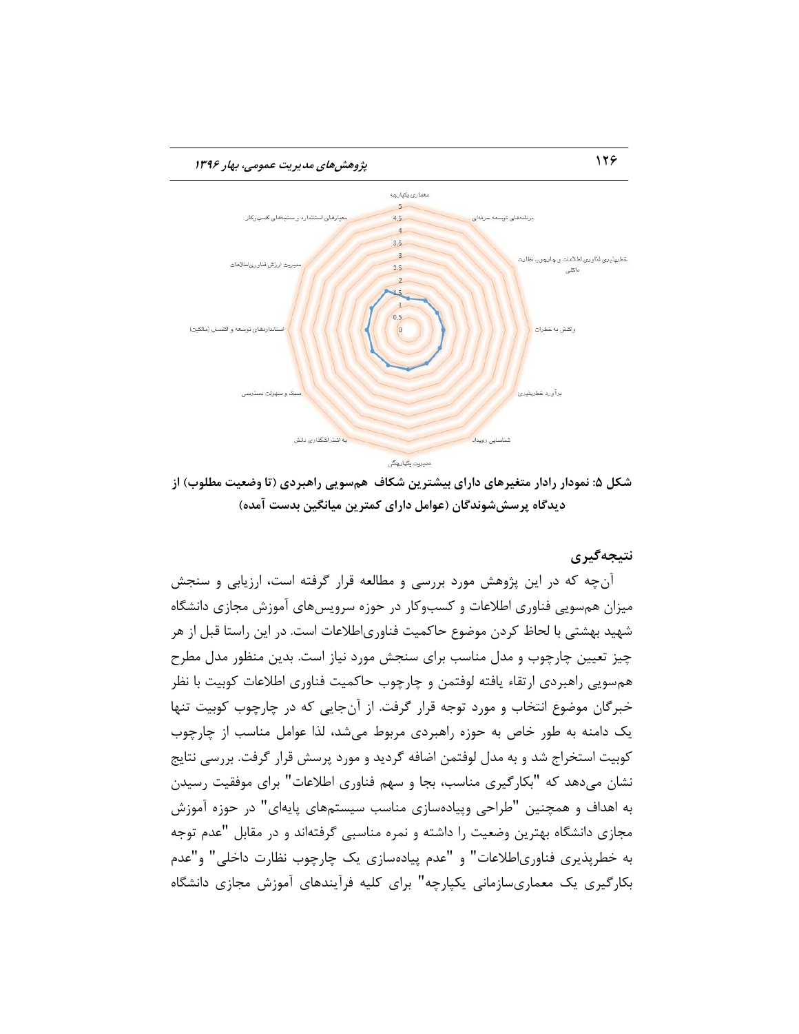**شکل ۵: نمودار رادار متغیرهای دارای بیشترین شکاف هم‌سویی راهبردی (تا وضعیت مطلوب) از دیدگاه پرسش‌شوندگان (عوامل دارای کمترین میانگین بدست آمده)**

## نتیجه‌گیری

آن‌چه که در این پژوهش مورد بررسی و مطالعه قرار گرفته است، ارزیابی و سنجش میزان هم‌سویی فناوری اطلاعات و کسب‌وکار در حوزه سرویس‌های آموزش مجازی دانشگاه شهید بهشتی با لحاظ کردن موضوع حاکمیت فناوری‌اطلاعات است. در این راستا قبل از هر چیز تعیین چارچوب و مدل مناسب برای سنجش مورد نیاز است. بدین منظور مدل مطرح هم‌سویی راهبردی ارتقاء یافته لوفتمن و چارچوب حاکمیت فناوری اطلاعات کوبیت با نظر خبرگان موضوع انتخاب و مورد توجه قرار گرفت. از آن‌جایی که در چارچوب کوبیت تنها یک دامنه به طور خاص به حوزه راهبردی مربوط می‌شد، لذا عوامل مناسب از چارچوب کوبیت استخراج شد و به مدل لوفتمن اضافه گردید و مورد پرسش قرار گرفت. بررسی نتایج نشان می‌دهد که "بکارگیری مناسب، بجا و سهم فناوری اطلاعات" برای موفقیت رسیدن به اهداف و همچنین "طراحی وپیاده‌سازی مناسب سیستم‌های پایه‌ای" در حوزه آموزش مجازی دانشگاه بهترین وضعیت را داشته و نمره مناسبی گرفته‌اند و در مقابل "عدم توجه به خطرپذیری فناوری‌اطلاعات" و "عدم پیاده‌سازی یک چارچوب نظارت داخلی" و"عدم بکارگیری یک معماری‌سازمانی یکپارچه" برای کلیه فرآیندهای آموزش مجازی دانشگاه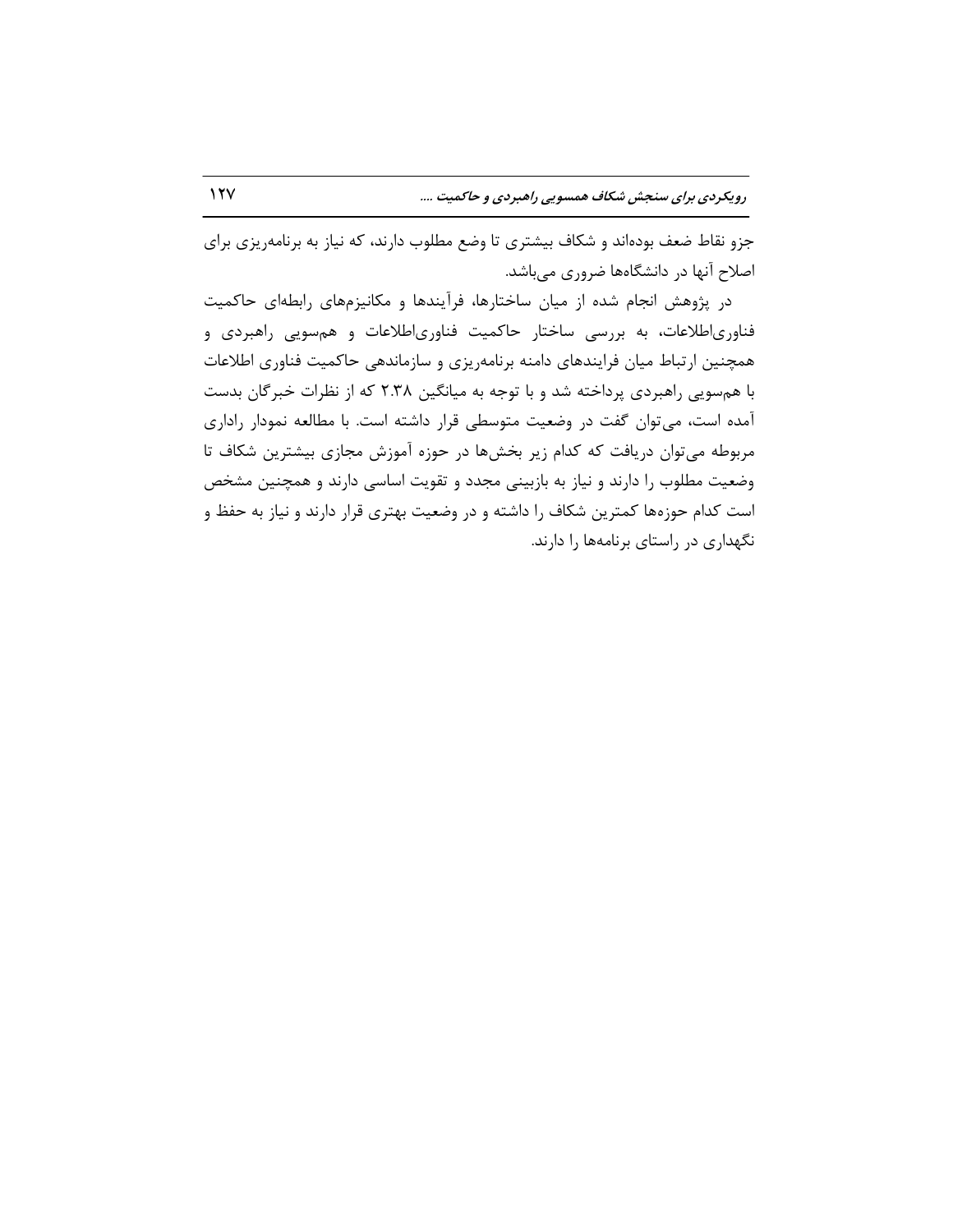جزو نقاط ضعف بوده‌اند و شکاف بیشتری تا وضع مطلوب دارند، که نیاز به برنامه‌ریزی برای اصلاح آنها در دانشگاه‌ها ضروری می‌باشد.

در پژوهش انجام شده از میان ساختارها، فرآیندها و مکانیزم‌های رابطه‌ای حاکمیت فناوری‌اطلاعات، به بررسی ساختار حاکمیت فناوری‌اطلاعات و هم‌سویی راهبردی و همچنین ارتباط میان فرایندهای دامنه برنامه‌ریزی و سازماندهی حاکمیت فناوری اطلاعات با هم‌سویی راهبردی پرداخته شد و با توجه به میانگین ۲.۳۸ که از نظرات خبرگان بدست آمده است، می‌توان گفت در وضعیت متوسطی قرار داشته است. با مطالعه نمودار راداری مربوطه می‌توان دریافت که کدام زیر بخش‌ها در حوزه آموزش مجازی بیشترین شکاف تا وضعیت مطلوب را دارند و نیاز به بازبینی مجدد و تقویت اساسی دارند و همچنین مشخص است کدام حوزه‌ها کمترین شکاف را داشته و در وضعیت بهتری قرار دارند و نیاز به حفظ و نگهداری در راستای برنامه‌ها را دارند.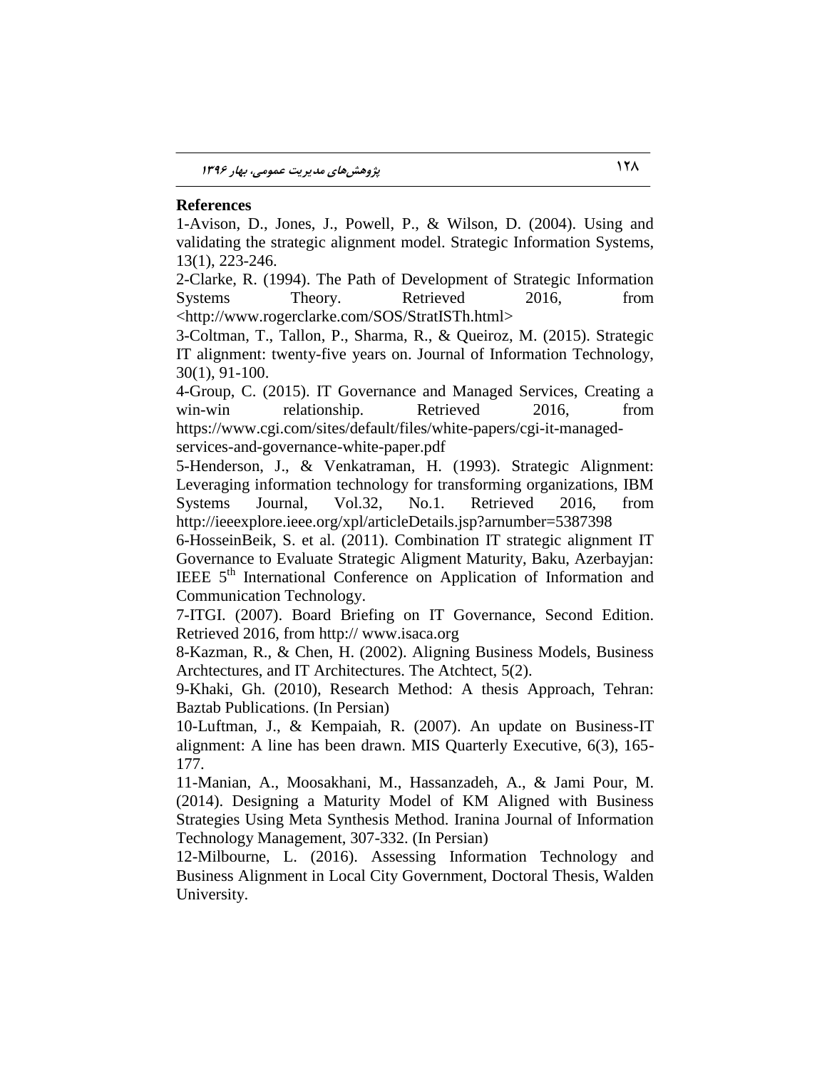**References**

1-Avison, D., Jones, J., Powell, P., & Wilson, D. (2004). Using and validating the strategic alignment model. Strategic Information Systems, 13(1), 223-246.

2-Clarke, R. (1994). The Path of Development of Strategic Information Systems Theory. Retrieved 2016, from <http://www.rogerclarke.com/SOS/StratISTh.html>

3-Coltman, T., Tallon, P., Sharma, R., & Queiroz, M. (2015). Strategic IT alignment: twenty-five years on. Journal of Information Technology, 30(1), 91-100.

4-Group, C. (2015). IT Governance and Managed Services, Creating a win-win relationship. Retrieved 2016, from https://www.cgi.com/sites/default/files/white-papers/cgi-it-managed-services-and-governance-white-paper.pdf

5-Henderson, J., & Venkatraman, H. (1993). Strategic Alignment: Leveraging information technology for transforming organizations, IBM Systems Journal, Vol.32, No.1. Retrieved 2016, from http://ieeexplore.ieee.org/xpl/articleDetails.jsp?arnumber=5387398

6-HosseinBeik, S. et al. (2011). Combination IT strategic alignment IT Governance to Evaluate Strategic Aligment Maturity, Baku, Azerbayjan: IEEE 5th International Conference on Application of Information and Communication Technology.

7-ITGI. (2007). Board Briefing on IT Governance, Second Edition. Retrieved 2016, from http:// www.isaca.org

8-Kazman, R., & Chen, H. (2002). Aligning Business Models, Business Archtectures, and IT Architectures. The Atchtect, 5(2).

9-Khaki, Gh. (2010), Research Method: A thesis Approach, Tehran: Baztab Publications. (In Persian)

10-Luftman, J., & Kempaiah, R. (2007). An update on Business-IT alignment: A line has been drawn. MIS Quarterly Executive, 6(3), 165-177.

11-Manian, A., Moosakhani, M., Hassanzadeh, A., & Jami Pour, M. (2014). Designing a Maturity Model of KM Aligned with Business Strategies Using Meta Synthesis Method. Iranina Journal of Information Technology Management, 307-332. (In Persian)

12-Milbourne, L. (2016). Assessing Information Technology and Business Alignment in Local City Government, Doctoral Thesis, Walden University.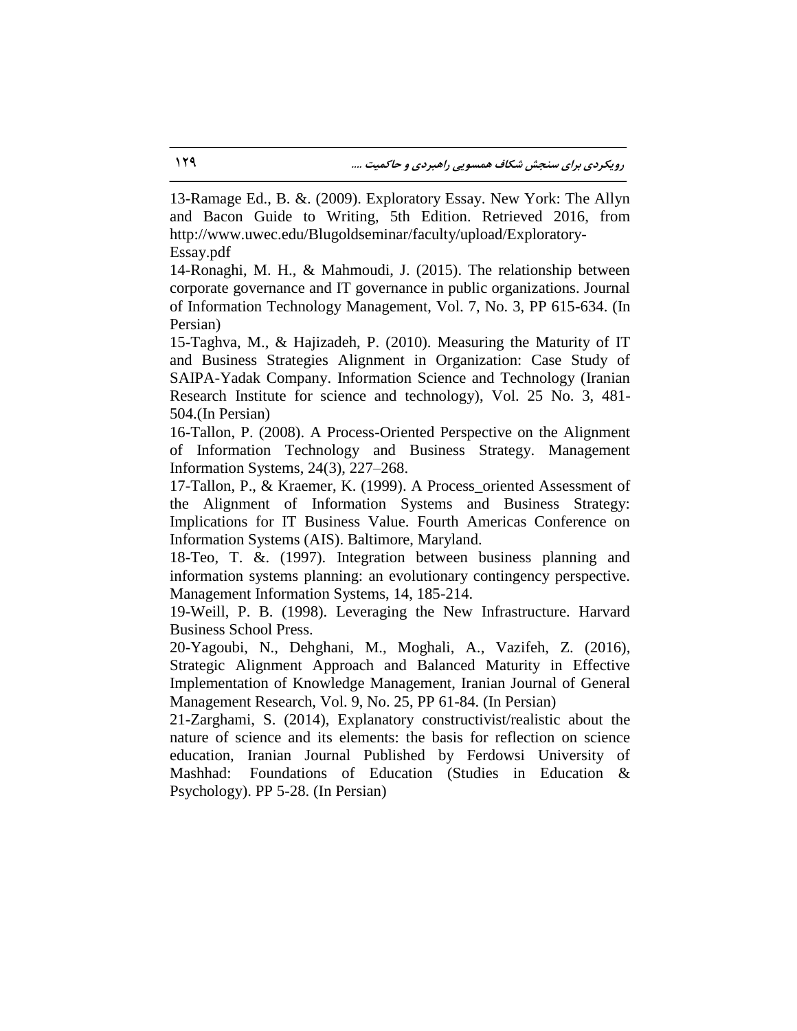13-Ramage Ed., B. &. (2009). Exploratory Essay. New York: The Allyn and Bacon Guide to Writing, 5th Edition. Retrieved 2016, from http://www.uwec.edu/Blugoldseminar/faculty/upload/Exploratory-Essay.pdf

14-Ronaghi, M. H., & Mahmoudi, J. (2015). The relationship between corporate governance and IT governance in public organizations. Journal of Information Technology Management, Vol. 7, No. 3, PP 615-634. (In Persian)

15-Taghva, M., & Hajizadeh, P. (2010). Measuring the Maturity of IT and Business Strategies Alignment in Organization: Case Study of SAIPA-Yadak Company. Information Science and Technology (Iranian Research Institute for science and technology), Vol. 25 No. 3, 481-504.(In Persian)

16-Tallon, P. (2008). A Process-Oriented Perspective on the Alignment of Information Technology and Business Strategy. Management Information Systems, 24(3), 227–268.

17-Tallon, P., & Kraemer, K. (1999). A Process_oriented Assessment of the Alignment of Information Systems and Business Strategy: Implications for IT Business Value. Fourth Americas Conference on Information Systems (AIS). Baltimore, Maryland.

18-Teo, T. &. (1997). Integration between business planning and information systems planning: an evolutionary contingency perspective. Management Information Systems, 14, 185-214.

19-Weill, P. B. (1998). Leveraging the New Infrastructure. Harvard Business School Press.

20-Yagoubi, N., Dehghani, M., Moghali, A., Vazifeh, Z. (2016), Strategic Alignment Approach and Balanced Maturity in Effective Implementation of Knowledge Management, Iranian Journal of General Management Research, Vol. 9, No. 25, PP 61-84. (In Persian)

21-Zarghami, S. (2014), Explanatory constructivist/realistic about the nature of science and its elements: the basis for reflection on science education, Iranian Journal Published by Ferdowsi University of Mashhad: Foundations of Education (Studies in Education & Psychology). PP 5-28. (In Persian)